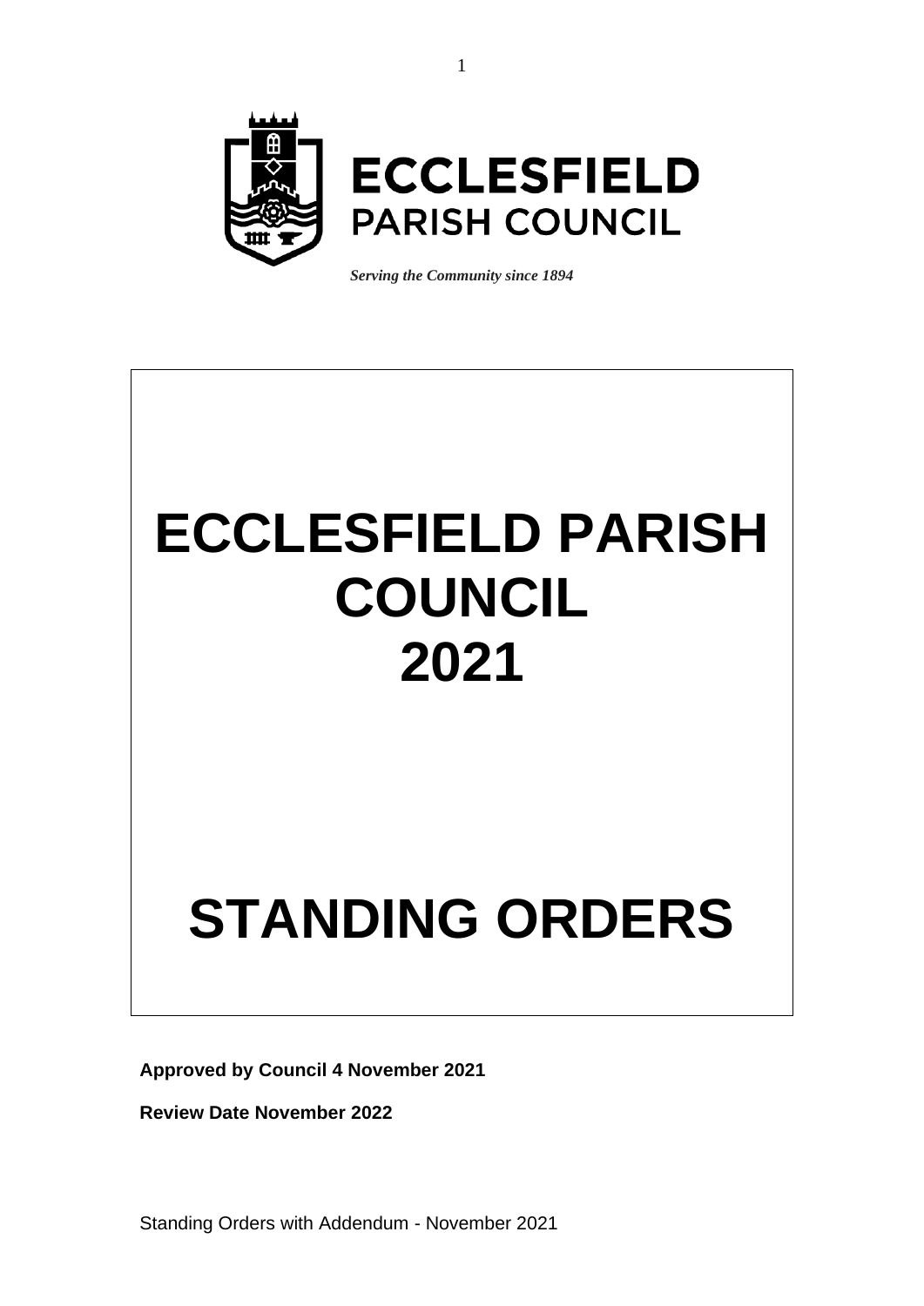**ECCLESFIELD**
**PARISH COUNCIL**

***Serving the Community since 1894***

# ECCLESFIELD PARISH COUNCIL
# 2021

# STANDING ORDERS

**Approved by Council 4 November 2021**

**Review Date November 2022**

Standing Orders with Addendum - November 2021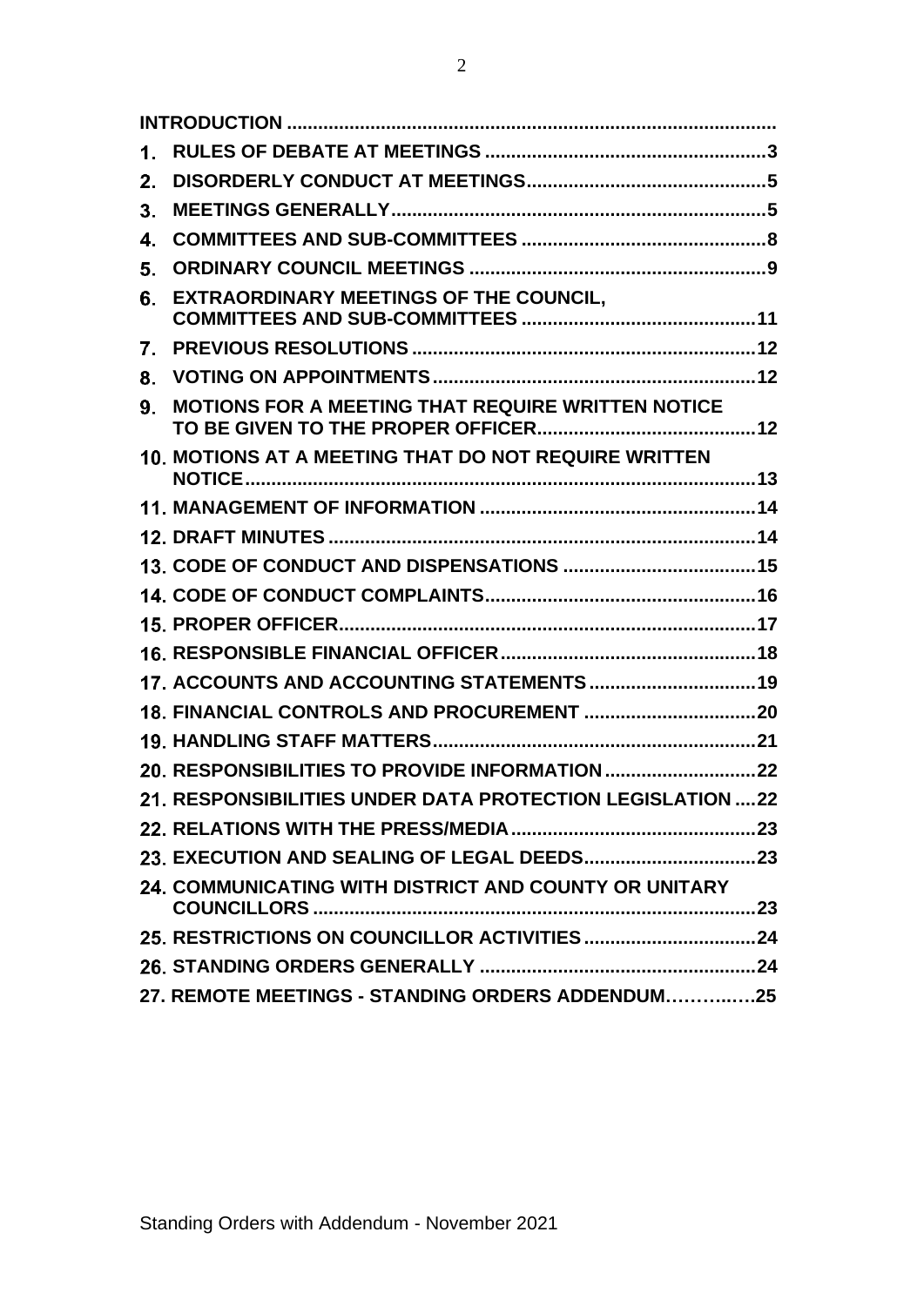| | |
|---|---|
| **INTRODUCTION** | |
| **1. RULES OF DEBATE AT MEETINGS** | **3** |
| **2. DISORDERLY CONDUCT AT MEETINGS** | **5** |
| **3. MEETINGS GENERALLY** | **5** |
| **4. COMMITTEES AND SUB-COMMITTEES** | **8** |
| **5. ORDINARY COUNCIL MEETINGS** | **9** |
| **6. EXTRAORDINARY MEETINGS OF THE COUNCIL, COMMITTEES AND SUB-COMMITTEES** | **11** |
| **7. PREVIOUS RESOLUTIONS** | **12** |
| **8. VOTING ON APPOINTMENTS** | **12** |
| **9. MOTIONS FOR A MEETING THAT REQUIRE WRITTEN NOTICE TO BE GIVEN TO THE PROPER OFFICER** | **12** |
| **10. MOTIONS AT A MEETING THAT DO NOT REQUIRE WRITTEN NOTICE** | **13** |
| **11. MANAGEMENT OF INFORMATION** | **14** |
| **12. DRAFT MINUTES** | **14** |
| **13. CODE OF CONDUCT AND DISPENSATIONS** | **15** |
| **14. CODE OF CONDUCT COMPLAINTS** | **16** |
| **15. PROPER OFFICER** | **17** |
| **16. RESPONSIBLE FINANCIAL OFFICER** | **18** |
| **17. ACCOUNTS AND ACCOUNTING STATEMENTS** | **19** |
| **18. FINANCIAL CONTROLS AND PROCUREMENT** | **20** |
| **19. HANDLING STAFF MATTERS** | **21** |
| **20. RESPONSIBILITIES TO PROVIDE INFORMATION** | **22** |
| **21. RESPONSIBILITIES UNDER DATA PROTECTION LEGISLATION** | **22** |
| **22. RELATIONS WITH THE PRESS/MEDIA** | **23** |
| **23. EXECUTION AND SEALING OF LEGAL DEEDS** | **23** |
| **24. COMMUNICATING WITH DISTRICT AND COUNTY OR UNITARY COUNCILLORS** | **23** |
| **25. RESTRICTIONS ON COUNCILLOR ACTIVITIES** | **24** |
| **26. STANDING ORDERS GENERALLY** | **24** |
| **27. REMOTE MEETINGS - STANDING ORDERS ADDENDUM** | **25** |

Standing Orders with Addendum - November 2021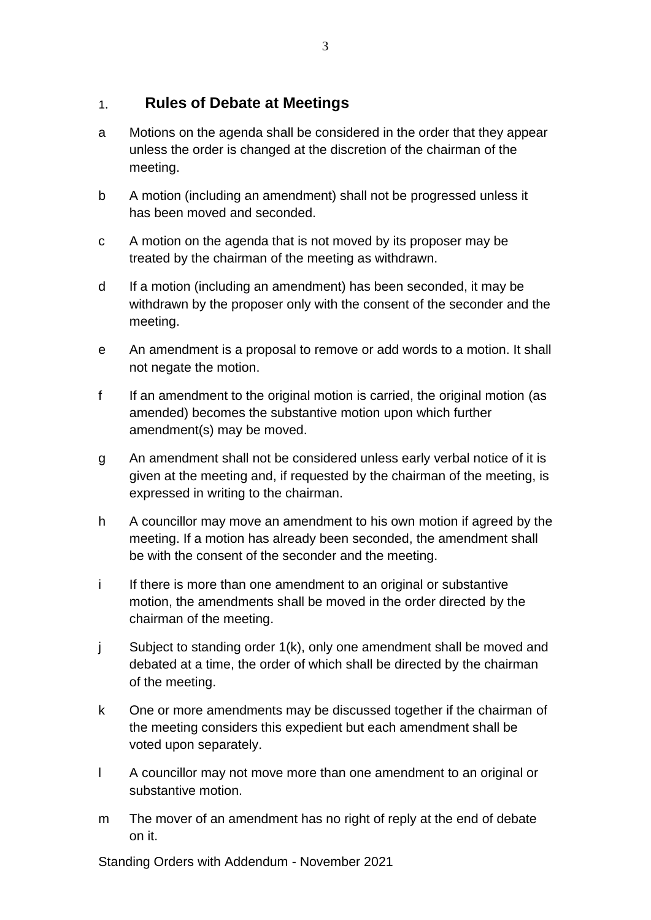## 1. Rules of Debate at Meetings

a Motions on the agenda shall be considered in the order that they appear unless the order is changed at the discretion of the chairman of the meeting.

b A motion (including an amendment) shall not be progressed unless it has been moved and seconded.

c A motion on the agenda that is not moved by its proposer may be treated by the chairman of the meeting as withdrawn.

d If a motion (including an amendment) has been seconded, it may be withdrawn by the proposer only with the consent of the seconder and the meeting.

e An amendment is a proposal to remove or add words to a motion. It shall not negate the motion.

f If an amendment to the original motion is carried, the original motion (as amended) becomes the substantive motion upon which further amendment(s) may be moved.

g An amendment shall not be considered unless early verbal notice of it is given at the meeting and, if requested by the chairman of the meeting, is expressed in writing to the chairman.

h A councillor may move an amendment to his own motion if agreed by the meeting. If a motion has already been seconded, the amendment shall be with the consent of the seconder and the meeting.

i If there is more than one amendment to an original or substantive motion, the amendments shall be moved in the order directed by the chairman of the meeting.

j Subject to standing order 1(k), only one amendment shall be moved and debated at a time, the order of which shall be directed by the chairman of the meeting.

k One or more amendments may be discussed together if the chairman of the meeting considers this expedient but each amendment shall be voted upon separately.

l A councillor may not move more than one amendment to an original or substantive motion.

m The mover of an amendment has no right of reply at the end of debate on it.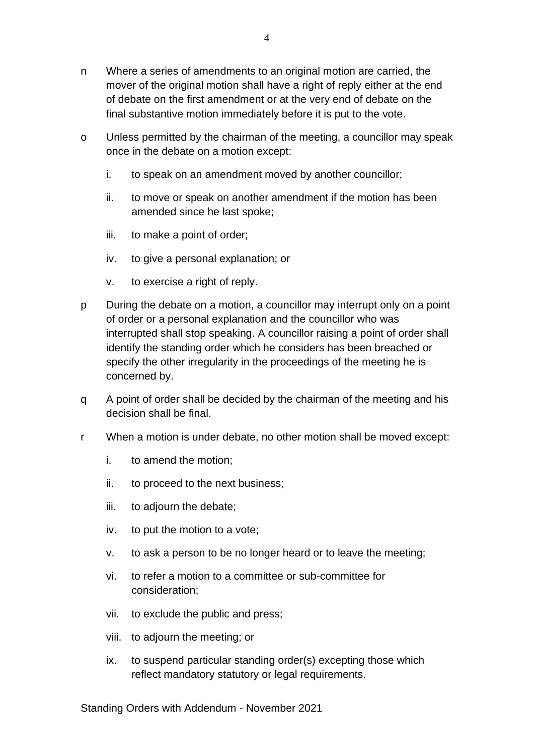n Where a series of amendments to an original motion are carried, the mover of the original motion shall have a right of reply either at the end of debate on the first amendment or at the very end of debate on the final substantive motion immediately before it is put to the vote.

o Unless permitted by the chairman of the meeting, a councillor may speak once in the debate on a motion except:

   i. to speak on an amendment moved by another councillor;

   ii. to move or speak on another amendment if the motion has been amended since he last spoke;

   iii. to make a point of order;

   iv. to give a personal explanation; or

   v. to exercise a right of reply.

p During the debate on a motion, a councillor may interrupt only on a point of order or a personal explanation and the councillor who was interrupted shall stop speaking. A councillor raising a point of order shall identify the standing order which he considers has been breached or specify the other irregularity in the proceedings of the meeting he is concerned by.

q A point of order shall be decided by the chairman of the meeting and his decision shall be final.

r When a motion is under debate, no other motion shall be moved except:

   i. to amend the motion;

   ii. to proceed to the next business;

   iii. to adjourn the debate;

   iv. to put the motion to a vote;

   v. to ask a person to be no longer heard or to leave the meeting;

   vi. to refer a motion to a committee or sub-committee for consideration;

   vii. to exclude the public and press;

   viii. to adjourn the meeting; or

   ix. to suspend particular standing order(s) excepting those which reflect mandatory statutory or legal requirements.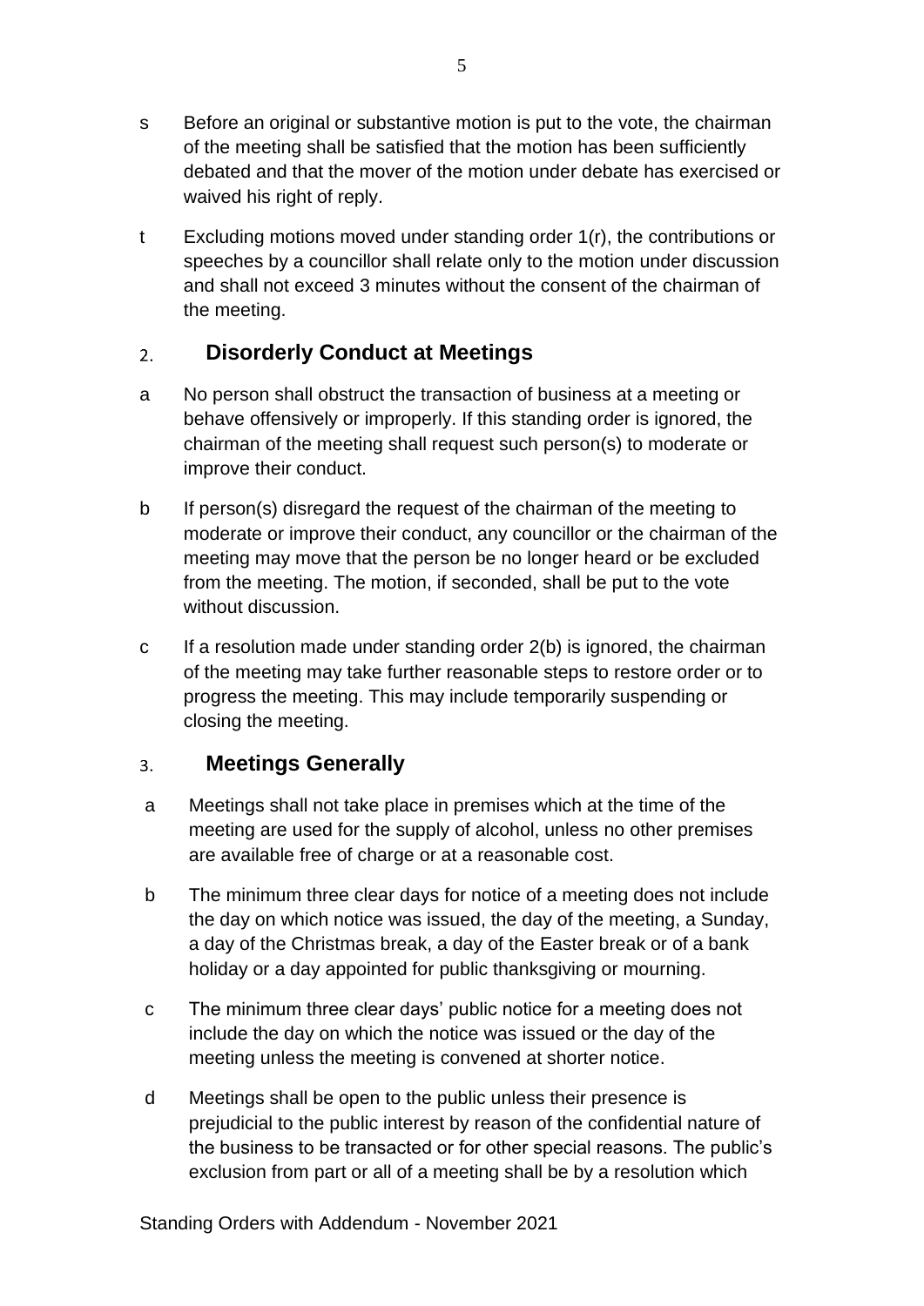s Before an original or substantive motion is put to the vote, the chairman of the meeting shall be satisfied that the motion has been sufficiently debated and that the mover of the motion under debate has exercised or waived his right of reply.

t Excluding motions moved under standing order 1(r), the contributions or speeches by a councillor shall relate only to the motion under discussion and shall not exceed 3 minutes without the consent of the chairman of the meeting.

## 2. Disorderly Conduct at Meetings

a No person shall obstruct the transaction of business at a meeting or behave offensively or improperly. If this standing order is ignored, the chairman of the meeting shall request such person(s) to moderate or improve their conduct.

b If person(s) disregard the request of the chairman of the meeting to moderate or improve their conduct, any councillor or the chairman of the meeting may move that the person be no longer heard or be excluded from the meeting. The motion, if seconded, shall be put to the vote without discussion.

c If a resolution made under standing order 2(b) is ignored, the chairman of the meeting may take further reasonable steps to restore order or to progress the meeting. This may include temporarily suspending or closing the meeting.

## 3. Meetings Generally

a Meetings shall not take place in premises which at the time of the meeting are used for the supply of alcohol, unless no other premises are available free of charge or at a reasonable cost.

b The minimum three clear days for notice of a meeting does not include the day on which notice was issued, the day of the meeting, a Sunday, a day of the Christmas break, a day of the Easter break or of a bank holiday or a day appointed for public thanksgiving or mourning.

c The minimum three clear days' public notice for a meeting does not include the day on which the notice was issued or the day of the meeting unless the meeting is convened at shorter notice.

d Meetings shall be open to the public unless their presence is prejudicial to the public interest by reason of the confidential nature of the business to be transacted or for other special reasons. The public's exclusion from part or all of a meeting shall be by a resolution which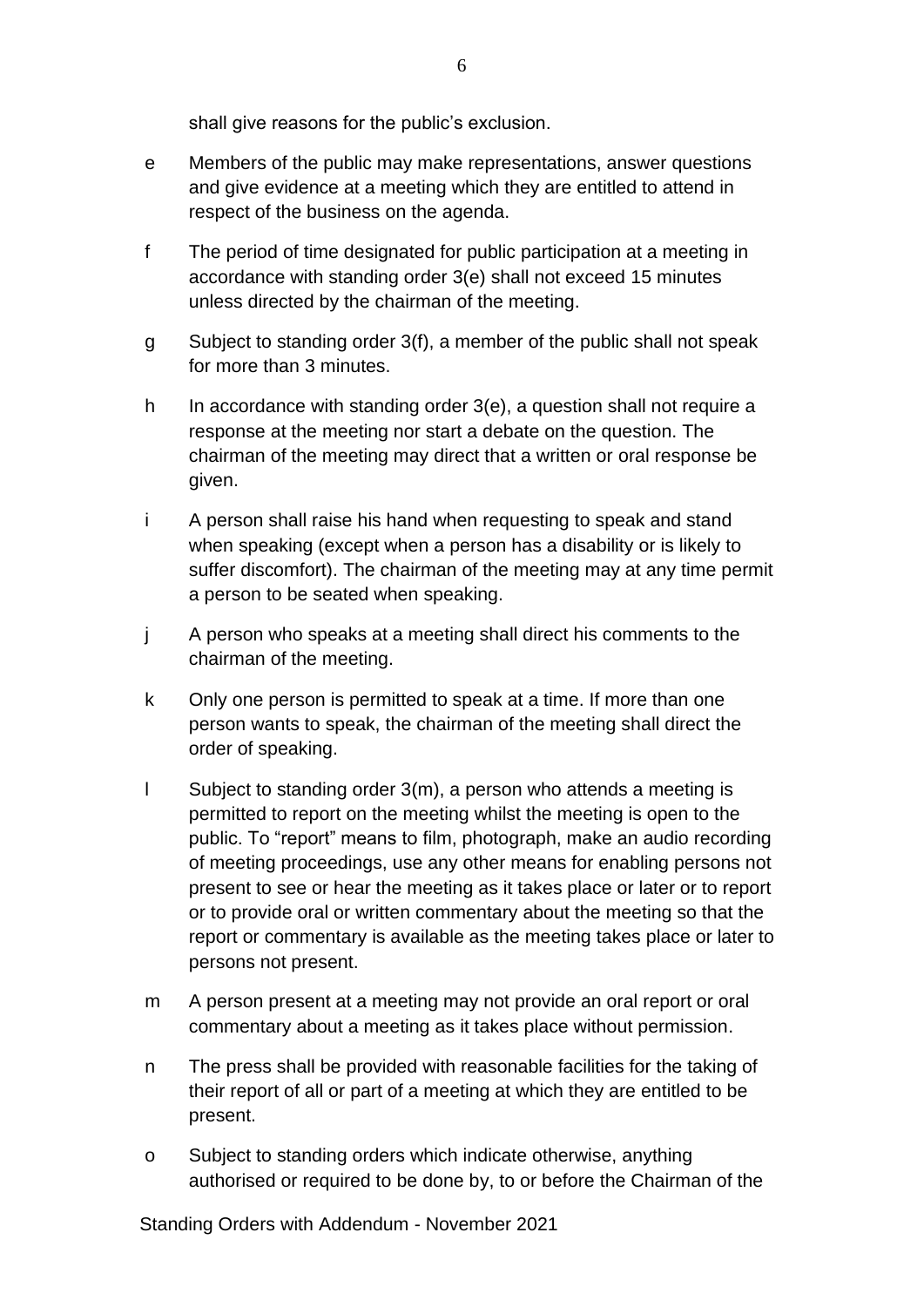shall give reasons for the public's exclusion.

e Members of the public may make representations, answer questions and give evidence at a meeting which they are entitled to attend in respect of the business on the agenda.

f The period of time designated for public participation at a meeting in accordance with standing order 3(e) shall not exceed 15 minutes unless directed by the chairman of the meeting.

g Subject to standing order 3(f), a member of the public shall not speak for more than 3 minutes.

h In accordance with standing order 3(e), a question shall not require a response at the meeting nor start a debate on the question. The chairman of the meeting may direct that a written or oral response be given.

i A person shall raise his hand when requesting to speak and stand when speaking (except when a person has a disability or is likely to suffer discomfort). The chairman of the meeting may at any time permit a person to be seated when speaking.

j A person who speaks at a meeting shall direct his comments to the chairman of the meeting.

k Only one person is permitted to speak at a time. If more than one person wants to speak, the chairman of the meeting shall direct the order of speaking.

l Subject to standing order 3(m), a person who attends a meeting is permitted to report on the meeting whilst the meeting is open to the public. To "report" means to film, photograph, make an audio recording of meeting proceedings, use any other means for enabling persons not present to see or hear the meeting as it takes place or later or to report or to provide oral or written commentary about the meeting so that the report or commentary is available as the meeting takes place or later to persons not present.

m A person present at a meeting may not provide an oral report or oral commentary about a meeting as it takes place without permission.

n The press shall be provided with reasonable facilities for the taking of their report of all or part of a meeting at which they are entitled to be present.

o Subject to standing orders which indicate otherwise, anything authorised or required to be done by, to or before the Chairman of the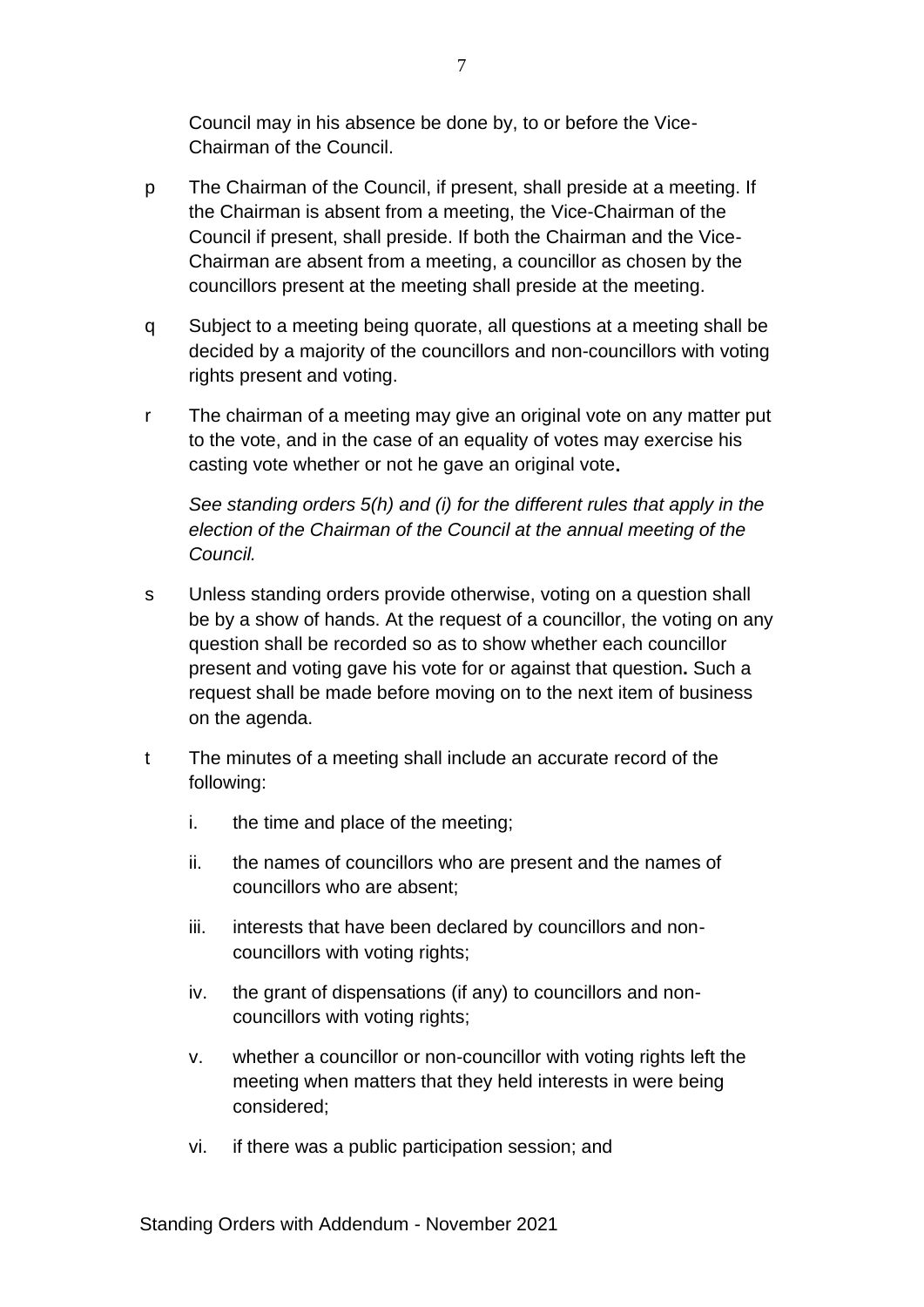Council may in his absence be done by, to or before the Vice-Chairman of the Council.

p The Chairman of the Council, if present, shall preside at a meeting. If the Chairman is absent from a meeting, the Vice-Chairman of the Council if present, shall preside. If both the Chairman and the Vice-Chairman are absent from a meeting, a councillor as chosen by the councillors present at the meeting shall preside at the meeting.

q Subject to a meeting being quorate, all questions at a meeting shall be decided by a majority of the councillors and non-councillors with voting rights present and voting.

r The chairman of a meeting may give an original vote on any matter put to the vote, and in the case of an equality of votes may exercise his casting vote whether or not he gave an original vote.

*See standing orders 5(h) and (i) for the different rules that apply in the election of the Chairman of the Council at the annual meeting of the Council.*

s Unless standing orders provide otherwise, voting on a question shall be by a show of hands. At the request of a councillor, the voting on any question shall be recorded so as to show whether each councillor present and voting gave his vote for or against that question**.** Such a request shall be made before moving on to the next item of business on the agenda.

t The minutes of a meeting shall include an accurate record of the following:

i. the time and place of the meeting;

ii. the names of councillors who are present and the names of councillors who are absent;

iii. interests that have been declared by councillors and non-councillors with voting rights;

iv. the grant of dispensations (if any) to councillors and non-councillors with voting rights;

v. whether a councillor or non-councillor with voting rights left the meeting when matters that they held interests in were being considered;

vi. if there was a public participation session; and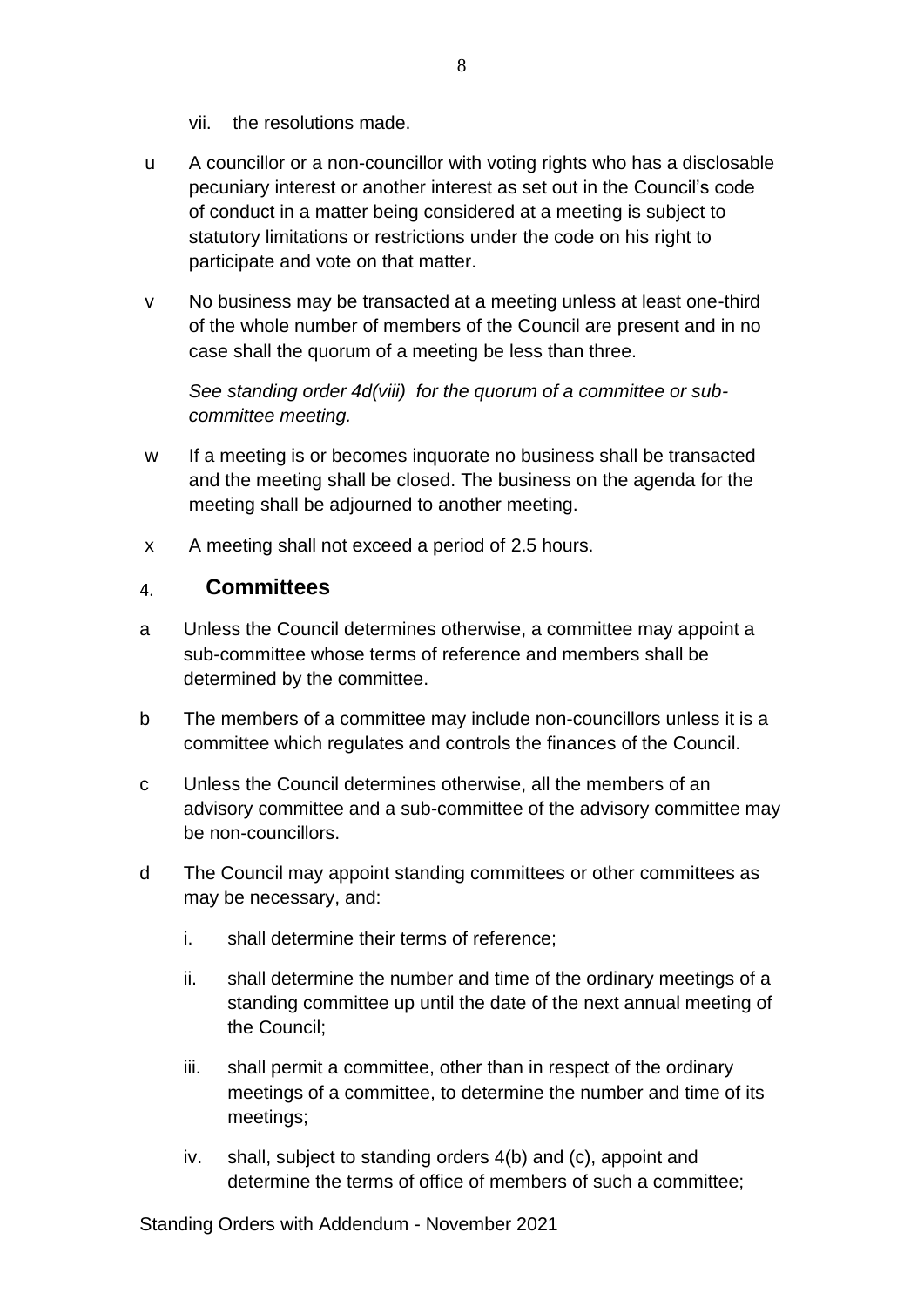vii. the resolutions made.

u A councillor or a non-councillor with voting rights who has a disclosable pecuniary interest or another interest as set out in the Council's code of conduct in a matter being considered at a meeting is subject to statutory limitations or restrictions under the code on his right to participate and vote on that matter.

v No business may be transacted at a meeting unless at least one-third of the whole number of members of the Council are present and in no case shall the quorum of a meeting be less than three.

*See standing order 4d(viii) for the quorum of a committee or sub-committee meeting.*

w If a meeting is or becomes inquorate no business shall be transacted and the meeting shall be closed. The business on the agenda for the meeting shall be adjourned to another meeting.

x A meeting shall not exceed a period of 2.5 hours.

## 4. Committees

a Unless the Council determines otherwise, a committee may appoint a sub-committee whose terms of reference and members shall be determined by the committee.

b The members of a committee may include non-councillors unless it is a committee which regulates and controls the finances of the Council.

c Unless the Council determines otherwise, all the members of an advisory committee and a sub-committee of the advisory committee may be non-councillors.

d The Council may appoint standing committees or other committees as may be necessary, and:

i. shall determine their terms of reference;

ii. shall determine the number and time of the ordinary meetings of a standing committee up until the date of the next annual meeting of the Council;

iii. shall permit a committee, other than in respect of the ordinary meetings of a committee, to determine the number and time of its meetings;

iv. shall, subject to standing orders 4(b) and (c), appoint and determine the terms of office of members of such a committee;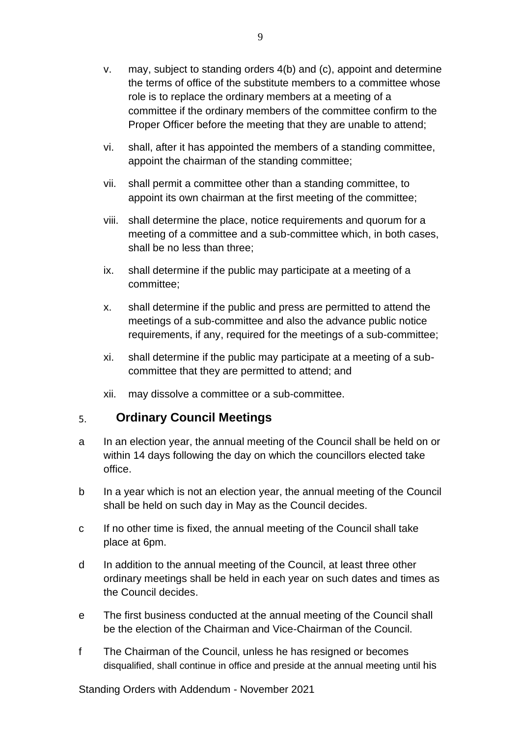v. may, subject to standing orders 4(b) and (c), appoint and determine the terms of office of the substitute members to a committee whose role is to replace the ordinary members at a meeting of a committee if the ordinary members of the committee confirm to the Proper Officer before the meeting that they are unable to attend;

vi. shall, after it has appointed the members of a standing committee, appoint the chairman of the standing committee;

vii. shall permit a committee other than a standing committee, to appoint its own chairman at the first meeting of the committee;

viii. shall determine the place, notice requirements and quorum for a meeting of a committee and a sub-committee which, in both cases, shall be no less than three;

ix. shall determine if the public may participate at a meeting of a committee;

x. shall determine if the public and press are permitted to attend the meetings of a sub-committee and also the advance public notice requirements, if any, required for the meetings of a sub-committee;

xi. shall determine if the public may participate at a meeting of a sub-committee that they are permitted to attend; and

xii. may dissolve a committee or a sub-committee.

## 5. Ordinary Council Meetings

a In an election year, the annual meeting of the Council shall be held on or within 14 days following the day on which the councillors elected take office.

b In a year which is not an election year, the annual meeting of the Council shall be held on such day in May as the Council decides.

c If no other time is fixed, the annual meeting of the Council shall take place at 6pm.

d In addition to the annual meeting of the Council, at least three other ordinary meetings shall be held in each year on such dates and times as the Council decides.

e The first business conducted at the annual meeting of the Council shall be the election of the Chairman and Vice-Chairman of the Council.

f The Chairman of the Council, unless he has resigned or becomes disqualified, shall continue in office and preside at the annual meeting until his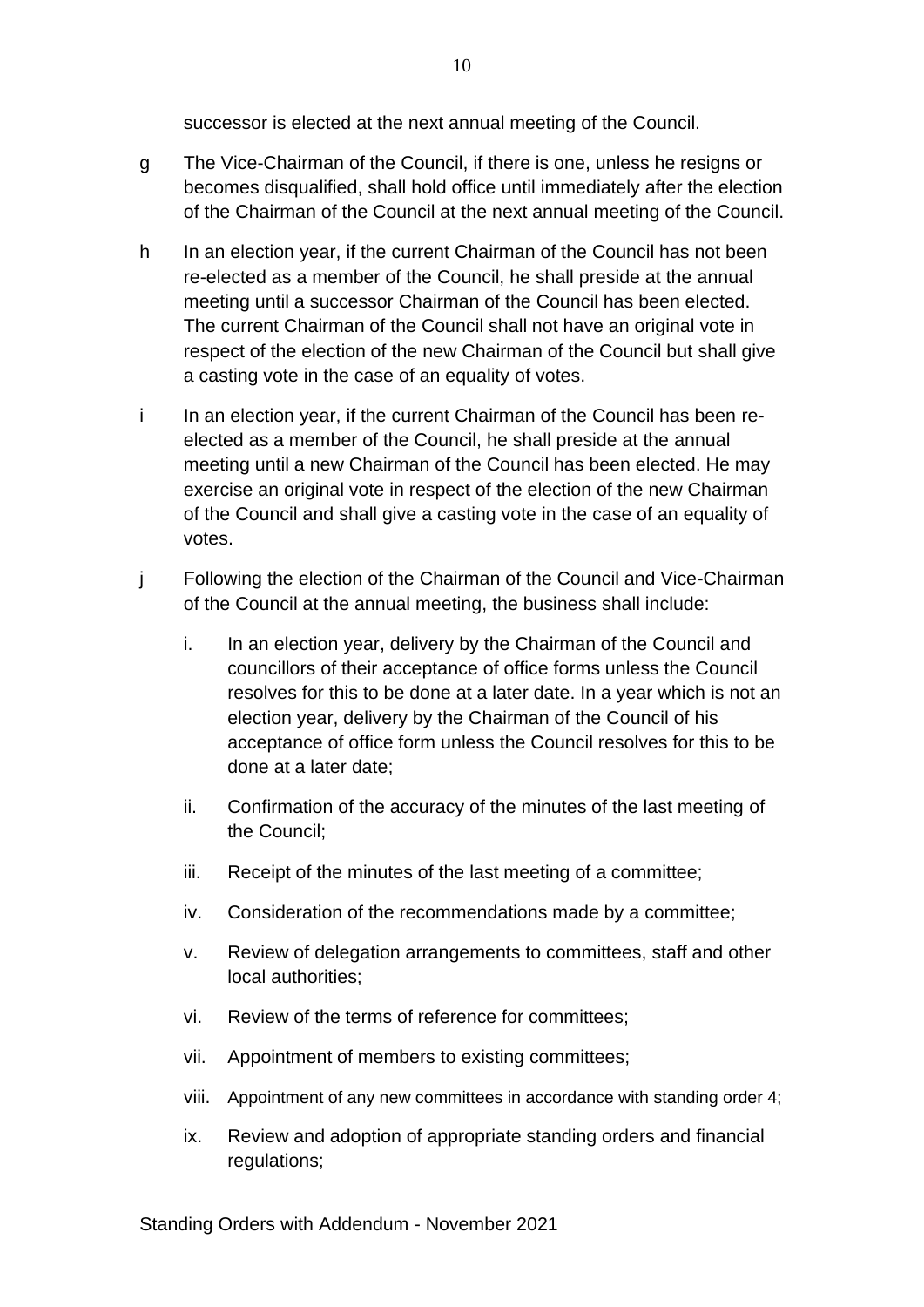successor is elected at the next annual meeting of the Council.

g The Vice-Chairman of the Council, if there is one, unless he resigns or becomes disqualified, shall hold office until immediately after the election of the Chairman of the Council at the next annual meeting of the Council.

h In an election year, if the current Chairman of the Council has not been re-elected as a member of the Council, he shall preside at the annual meeting until a successor Chairman of the Council has been elected. The current Chairman of the Council shall not have an original vote in respect of the election of the new Chairman of the Council but shall give a casting vote in the case of an equality of votes.

i In an election year, if the current Chairman of the Council has been re-elected as a member of the Council, he shall preside at the annual meeting until a new Chairman of the Council has been elected. He may exercise an original vote in respect of the election of the new Chairman of the Council and shall give a casting vote in the case of an equality of votes.

j Following the election of the Chairman of the Council and Vice-Chairman of the Council at the annual meeting, the business shall include:

   i. In an election year, delivery by the Chairman of the Council and councillors of their acceptance of office forms unless the Council resolves for this to be done at a later date. In a year which is not an election year, delivery by the Chairman of the Council of his acceptance of office form unless the Council resolves for this to be done at a later date;

   ii. Confirmation of the accuracy of the minutes of the last meeting of the Council;

   iii. Receipt of the minutes of the last meeting of a committee;

   iv. Consideration of the recommendations made by a committee;

   v. Review of delegation arrangements to committees, staff and other local authorities;

   vi. Review of the terms of reference for committees;

   vii. Appointment of members to existing committees;

   viii. Appointment of any new committees in accordance with standing order 4;

   ix. Review and adoption of appropriate standing orders and financial regulations;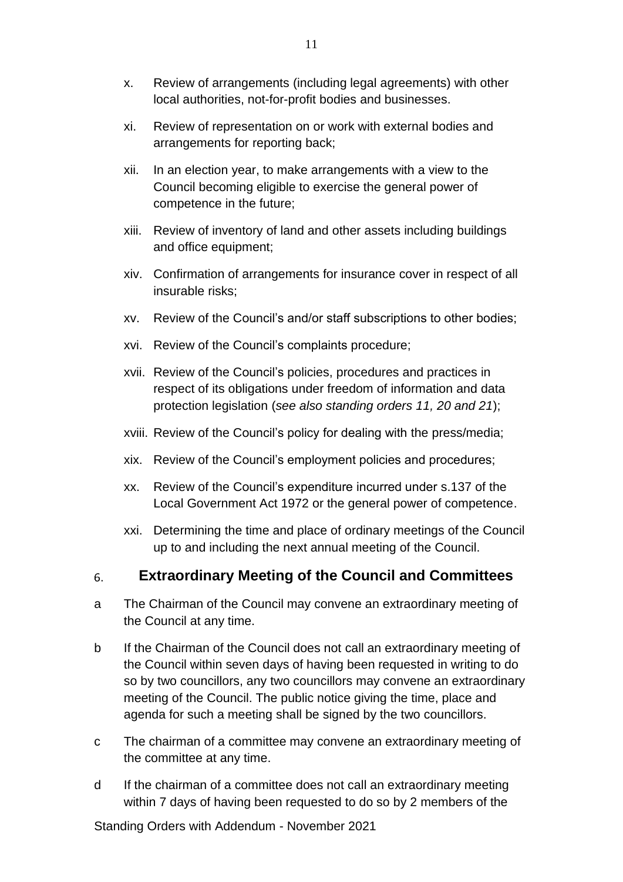x. Review of arrangements (including legal agreements) with other local authorities, not-for-profit bodies and businesses.

xi. Review of representation on or work with external bodies and arrangements for reporting back;

xii. In an election year, to make arrangements with a view to the Council becoming eligible to exercise the general power of competence in the future;

xiii. Review of inventory of land and other assets including buildings and office equipment;

xiv. Confirmation of arrangements for insurance cover in respect of all insurable risks;

xv. Review of the Council's and/or staff subscriptions to other bodies;

xvi. Review of the Council's complaints procedure;

xvii. Review of the Council's policies, procedures and practices in respect of its obligations under freedom of information and data protection legislation (*see also standing orders 11, 20 and 21*);

xviii. Review of the Council's policy for dealing with the press/media;

xix. Review of the Council's employment policies and procedures;

xx. Review of the Council's expenditure incurred under s.137 of the Local Government Act 1972 or the general power of competence.

xxi. Determining the time and place of ordinary meetings of the Council up to and including the next annual meeting of the Council.

## 6. Extraordinary Meeting of the Council and Committees

a The Chairman of the Council may convene an extraordinary meeting of the Council at any time.

b If the Chairman of the Council does not call an extraordinary meeting of the Council within seven days of having been requested in writing to do so by two councillors, any two councillors may convene an extraordinary meeting of the Council. The public notice giving the time, place and agenda for such a meeting shall be signed by the two councillors.

c The chairman of a committee may convene an extraordinary meeting of the committee at any time.

d If the chairman of a committee does not call an extraordinary meeting within 7 days of having been requested to do so by 2 members of the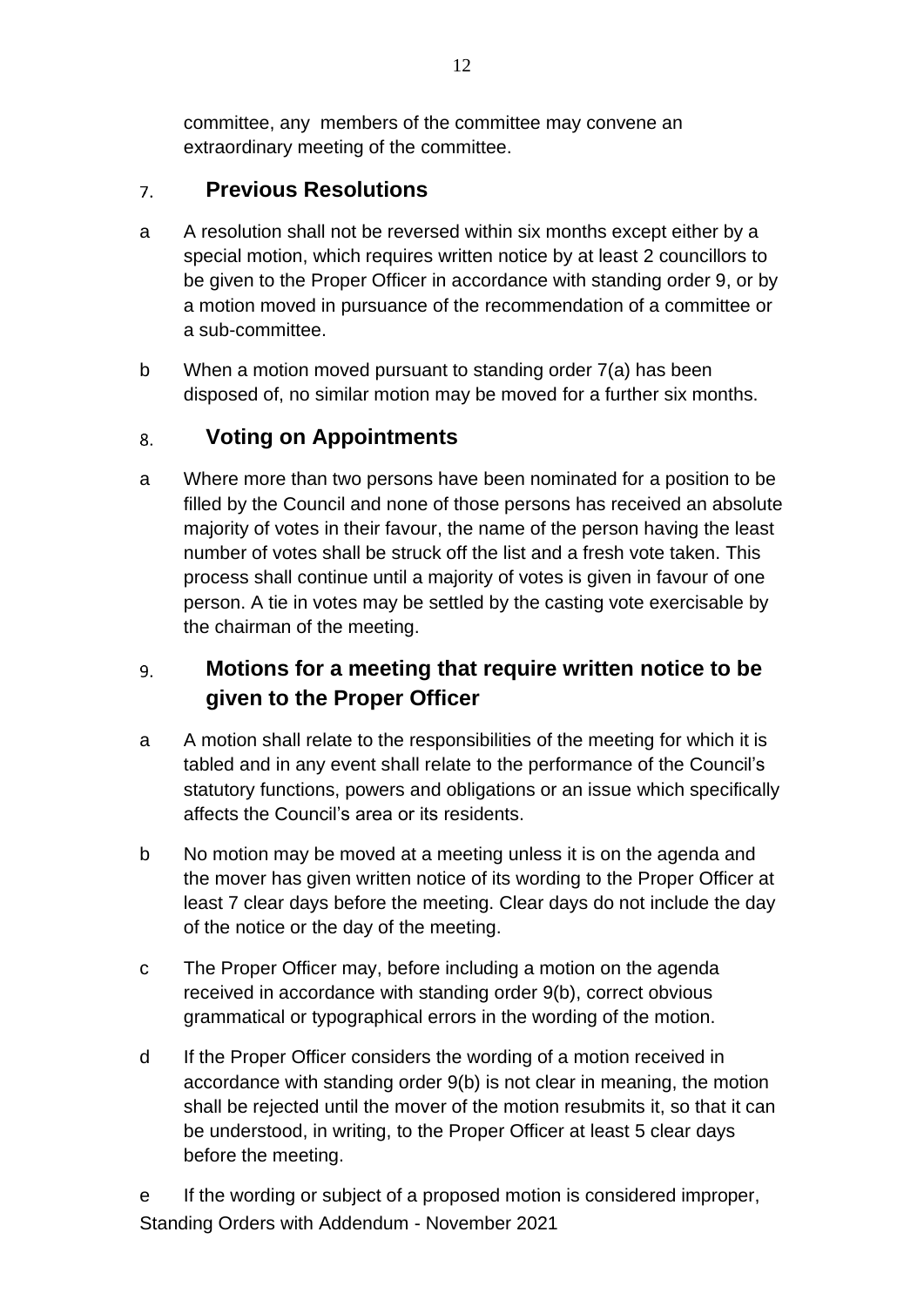committee, any  members of the committee may convene an extraordinary meeting of the committee.

## 7. Previous Resolutions

a   A resolution shall not be reversed within six months except either by a special motion, which requires written notice by at least 2 councillors to be given to the Proper Officer in accordance with standing order 9, or by a motion moved in pursuance of the recommendation of a committee or a sub-committee.

b   When a motion moved pursuant to standing order 7(a) has been disposed of, no similar motion may be moved for a further six months.

## 8. Voting on Appointments

a   Where more than two persons have been nominated for a position to be filled by the Council and none of those persons has received an absolute majority of votes in their favour, the name of the person having the least number of votes shall be struck off the list and a fresh vote taken. This process shall continue until a majority of votes is given in favour of one person. A tie in votes may be settled by the casting vote exercisable by the chairman of the meeting.

## 9. Motions for a meeting that require written notice to be given to the Proper Officer

a   A motion shall relate to the responsibilities of the meeting for which it is tabled and in any event shall relate to the performance of the Council's statutory functions, powers and obligations or an issue which specifically affects the Council's area or its residents.

b   No motion may be moved at a meeting unless it is on the agenda and the mover has given written notice of its wording to the Proper Officer at least 7 clear days before the meeting. Clear days do not include the day of the notice or the day of the meeting.

c   The Proper Officer may, before including a motion on the agenda received in accordance with standing order 9(b), correct obvious grammatical or typographical errors in the wording of the motion.

d   If the Proper Officer considers the wording of a motion received in accordance with standing order 9(b) is not clear in meaning, the motion shall be rejected until the mover of the motion resubmits it, so that it can be understood, in writing, to the Proper Officer at least 5 clear days before the meeting.

e   If the wording or subject of a proposed motion is considered improper,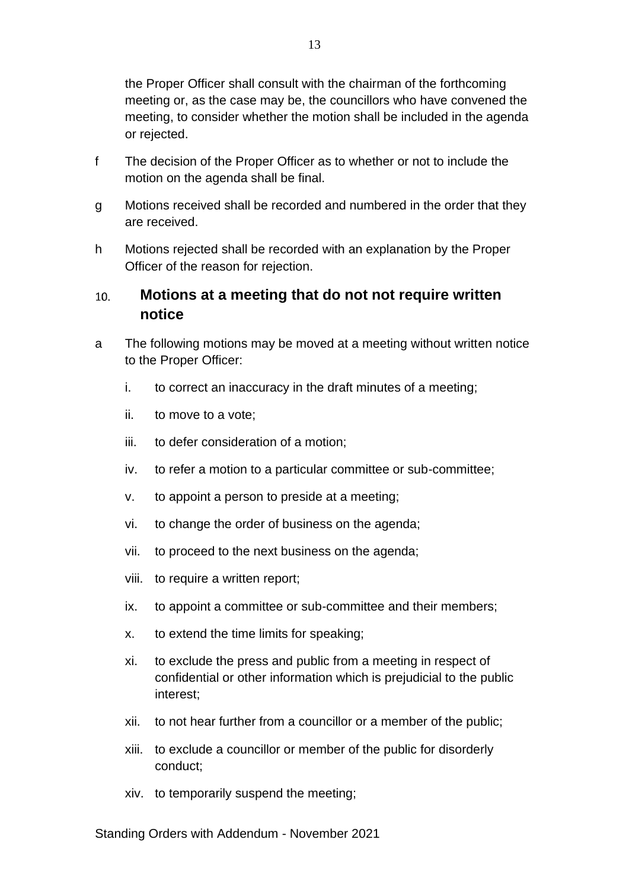the Proper Officer shall consult with the chairman of the forthcoming meeting or, as the case may be, the councillors who have convened the meeting, to consider whether the motion shall be included in the agenda or rejected.

f The decision of the Proper Officer as to whether or not to include the motion on the agenda shall be final.

g Motions received shall be recorded and numbered in the order that they are received.

h Motions rejected shall be recorded with an explanation by the Proper Officer of the reason for rejection.

## 10. Motions at a meeting that do not not require written notice

a The following motions may be moved at a meeting without written notice to the Proper Officer:

i. to correct an inaccuracy in the draft minutes of a meeting;

ii. to move to a vote;

iii. to defer consideration of a motion;

iv. to refer a motion to a particular committee or sub-committee;

v. to appoint a person to preside at a meeting;

vi. to change the order of business on the agenda;

vii. to proceed to the next business on the agenda;

viii. to require a written report;

ix. to appoint a committee or sub-committee and their members;

x. to extend the time limits for speaking;

xi. to exclude the press and public from a meeting in respect of confidential or other information which is prejudicial to the public interest;

xii. to not hear further from a councillor or a member of the public;

xiii. to exclude a councillor or member of the public for disorderly conduct;

xiv. to temporarily suspend the meeting;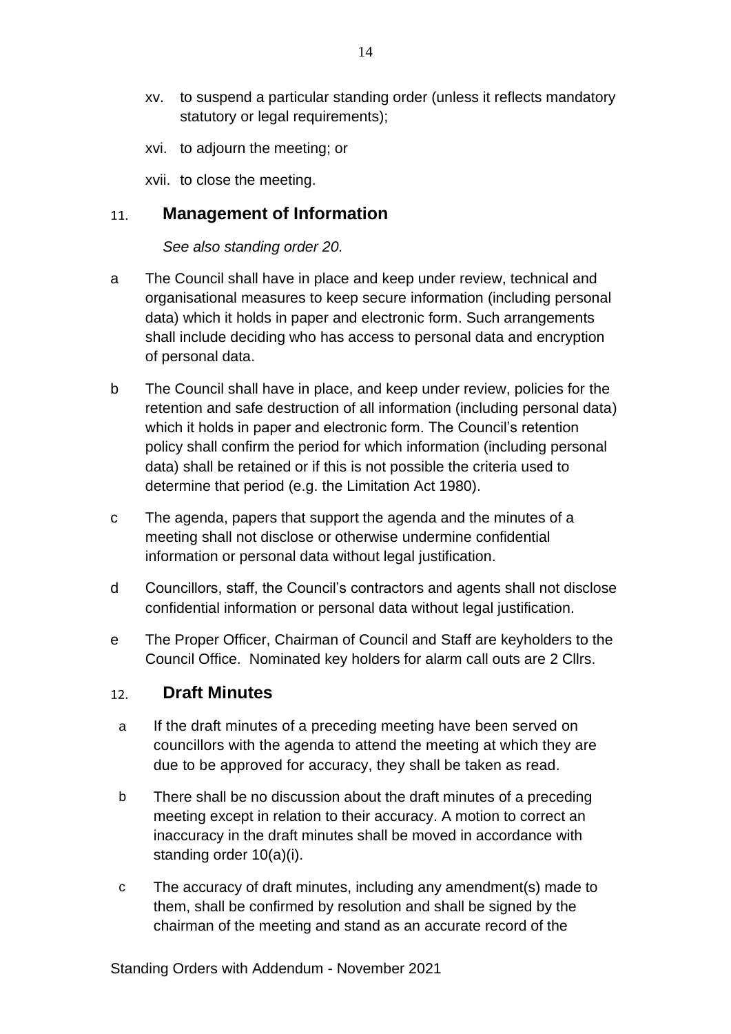xv. to suspend a particular standing order (unless it reflects mandatory statutory or legal requirements);

xvi. to adjourn the meeting; or

xvii. to close the meeting.

## 11. Management of Information

*See also standing order 20.*

a The Council shall have in place and keep under review, technical and organisational measures to keep secure information (including personal data) which it holds in paper and electronic form. Such arrangements shall include deciding who has access to personal data and encryption of personal data.

b The Council shall have in place, and keep under review, policies for the retention and safe destruction of all information (including personal data) which it holds in paper and electronic form. The Council's retention policy shall confirm the period for which information (including personal data) shall be retained or if this is not possible the criteria used to determine that period (e.g. the Limitation Act 1980).

c The agenda, papers that support the agenda and the minutes of a meeting shall not disclose or otherwise undermine confidential information or personal data without legal justification.

d Councillors, staff, the Council's contractors and agents shall not disclose confidential information or personal data without legal justification.

e The Proper Officer, Chairman of Council and Staff are keyholders to the Council Office. Nominated key holders for alarm call outs are 2 Cllrs.

## 12. Draft Minutes

a If the draft minutes of a preceding meeting have been served on councillors with the agenda to attend the meeting at which they are due to be approved for accuracy, they shall be taken as read.

b There shall be no discussion about the draft minutes of a preceding meeting except in relation to their accuracy. A motion to correct an inaccuracy in the draft minutes shall be moved in accordance with standing order 10(a)(i).

c The accuracy of draft minutes, including any amendment(s) made to them, shall be confirmed by resolution and shall be signed by the chairman of the meeting and stand as an accurate record of the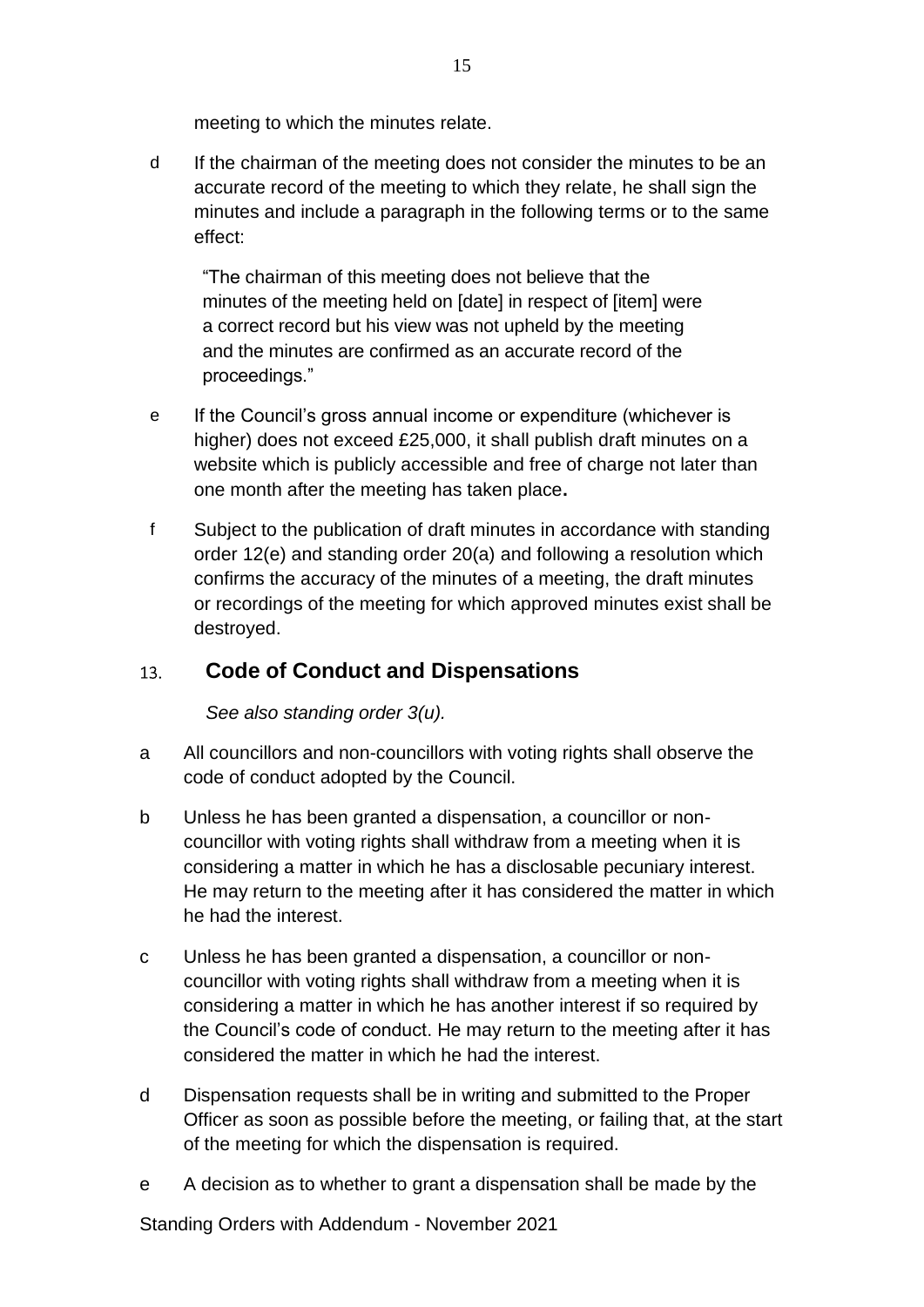meeting to which the minutes relate.

d If the chairman of the meeting does not consider the minutes to be an accurate record of the meeting to which they relate, he shall sign the minutes and include a paragraph in the following terms or to the same effect:

> "The chairman of this meeting does not believe that the minutes of the meeting held on [date] in respect of [item] were a correct record but his view was not upheld by the meeting and the minutes are confirmed as an accurate record of the proceedings."

e If the Council's gross annual income or expenditure (whichever is higher) does not exceed £25,000, it shall publish draft minutes on a website which is publicly accessible and free of charge not later than one month after the meeting has taken place**.**

f Subject to the publication of draft minutes in accordance with standing order 12(e) and standing order 20(a) and following a resolution which confirms the accuracy of the minutes of a meeting, the draft minutes or recordings of the meeting for which approved minutes exist shall be destroyed.

## 13. Code of Conduct and Dispensations

*See also standing order 3(u).*

a All councillors and non-councillors with voting rights shall observe the code of conduct adopted by the Council.

b Unless he has been granted a dispensation, a councillor or non-councillor with voting rights shall withdraw from a meeting when it is considering a matter in which he has a disclosable pecuniary interest. He may return to the meeting after it has considered the matter in which he had the interest.

c Unless he has been granted a dispensation, a councillor or non-councillor with voting rights shall withdraw from a meeting when it is considering a matter in which he has another interest if so required by the Council's code of conduct. He may return to the meeting after it has considered the matter in which he had the interest.

d Dispensation requests shall be in writing and submitted to the Proper Officer as soon as possible before the meeting, or failing that, at the start of the meeting for which the dispensation is required.

e A decision as to whether to grant a dispensation shall be made by the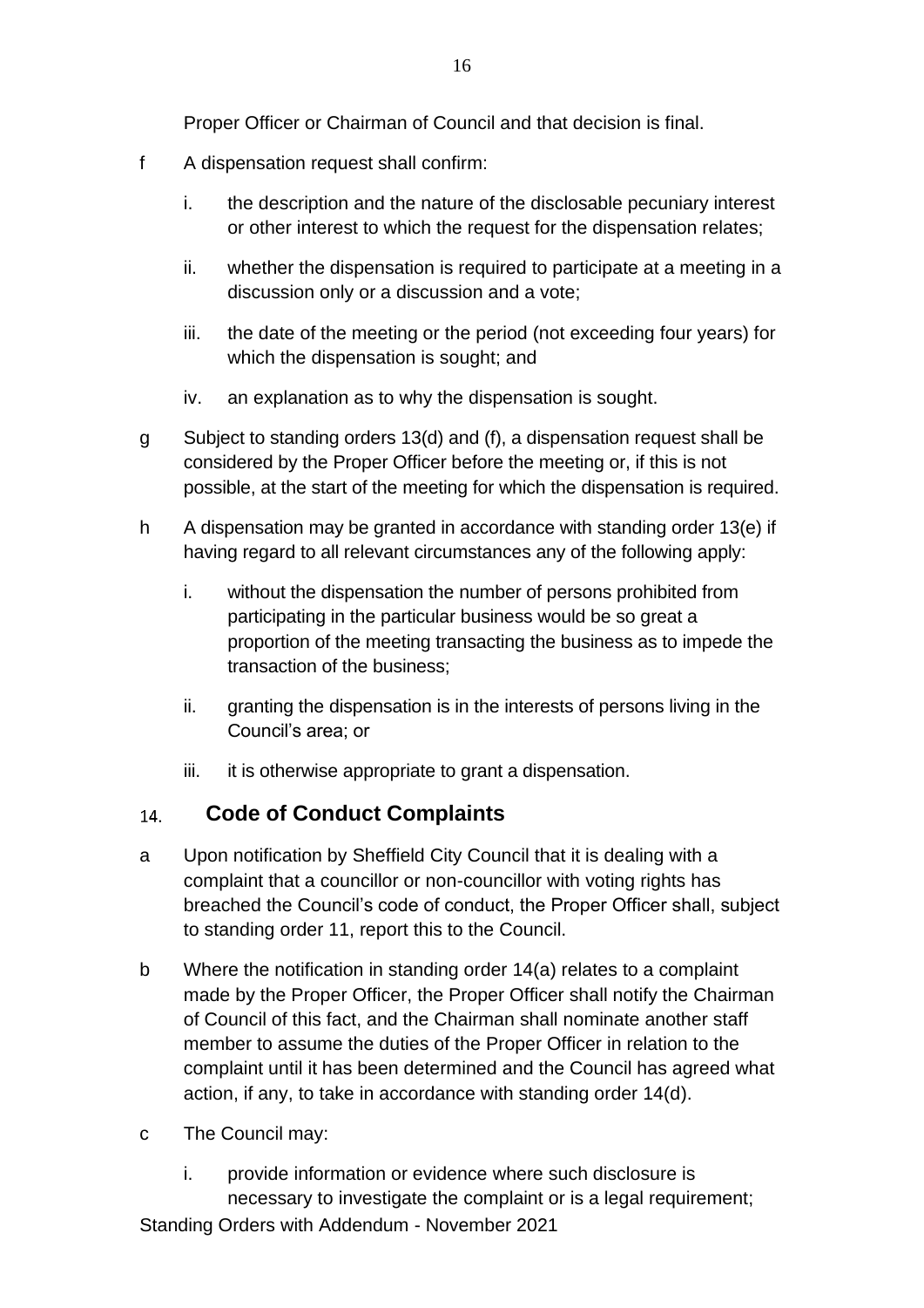Proper Officer or Chairman of Council and that decision is final.

f A dispensation request shall confirm:

   i. the description and the nature of the disclosable pecuniary interest or other interest to which the request for the dispensation relates;

   ii. whether the dispensation is required to participate at a meeting in a discussion only or a discussion and a vote;

   iii. the date of the meeting or the period (not exceeding four years) for which the dispensation is sought; and

   iv. an explanation as to why the dispensation is sought.

g Subject to standing orders 13(d) and (f), a dispensation request shall be considered by the Proper Officer before the meeting or, if this is not possible, at the start of the meeting for which the dispensation is required.

h A dispensation may be granted in accordance with standing order 13(e) if having regard to all relevant circumstances any of the following apply:

   i. without the dispensation the number of persons prohibited from participating in the particular business would be so great a proportion of the meeting transacting the business as to impede the transaction of the business;

   ii. granting the dispensation is in the interests of persons living in the Council's area; or

   iii. it is otherwise appropriate to grant a dispensation.

## 14. Code of Conduct Complaints

a Upon notification by Sheffield City Council that it is dealing with a complaint that a councillor or non-councillor with voting rights has breached the Council's code of conduct, the Proper Officer shall, subject to standing order 11, report this to the Council.

b Where the notification in standing order 14(a) relates to a complaint made by the Proper Officer, the Proper Officer shall notify the Chairman of Council of this fact, and the Chairman shall nominate another staff member to assume the duties of the Proper Officer in relation to the complaint until it has been determined and the Council has agreed what action, if any, to take in accordance with standing order 14(d).

c The Council may:

   i. provide information or evidence where such disclosure is necessary to investigate the complaint or is a legal requirement;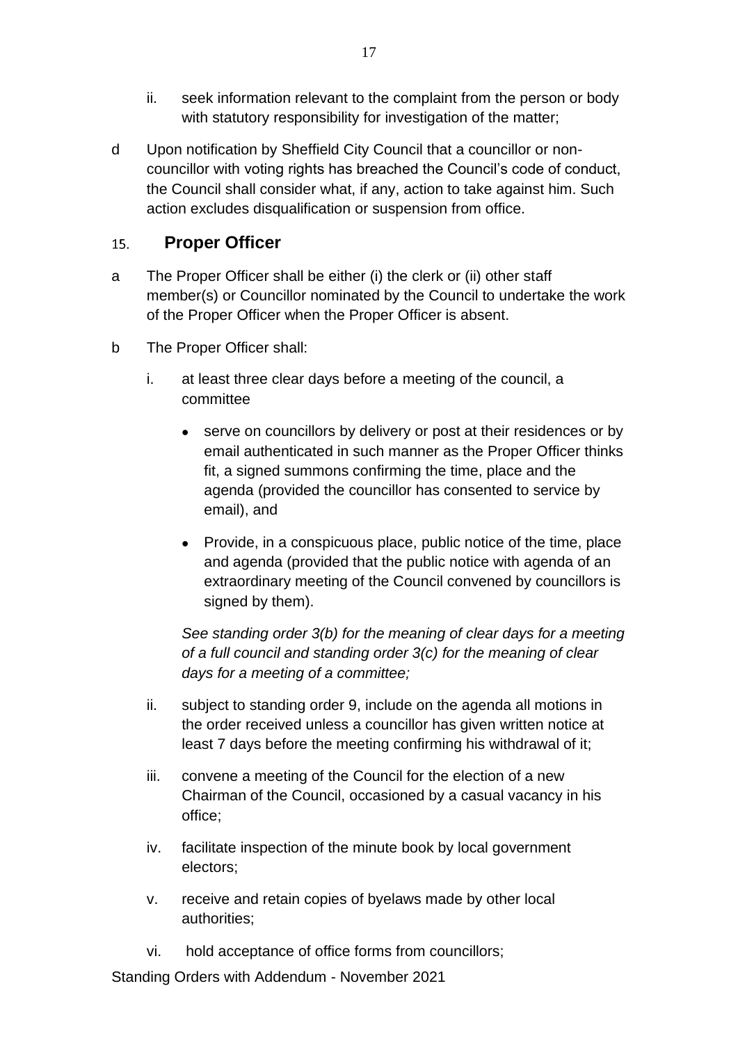ii. seek information relevant to the complaint from the person or body with statutory responsibility for investigation of the matter;

d Upon notification by Sheffield City Council that a councillor or non-councillor with voting rights has breached the Council's code of conduct, the Council shall consider what, if any, action to take against him. Such action excludes disqualification or suspension from office.

## 15. Proper Officer

a The Proper Officer shall be either (i) the clerk or (ii) other staff member(s) or Councillor nominated by the Council to undertake the work of the Proper Officer when the Proper Officer is absent.

b The Proper Officer shall:

i. at least three clear days before a meeting of the council, a committee

- serve on councillors by delivery or post at their residences or by email authenticated in such manner as the Proper Officer thinks fit, a signed summons confirming the time, place and the agenda (provided the councillor has consented to service by email), and
- Provide, in a conspicuous place, public notice of the time, place and agenda (provided that the public notice with agenda of an extraordinary meeting of the Council convened by councillors is signed by them).

*See standing order 3(b) for the meaning of clear days for a meeting of a full council and standing order 3(c) for the meaning of clear days for a meeting of a committee;*

ii. subject to standing order 9, include on the agenda all motions in the order received unless a councillor has given written notice at least 7 days before the meeting confirming his withdrawal of it;

iii. convene a meeting of the Council for the election of a new Chairman of the Council, occasioned by a casual vacancy in his office;

iv. facilitate inspection of the minute book by local government electors;

v. receive and retain copies of byelaws made by other local authorities;

vi. hold acceptance of office forms from councillors;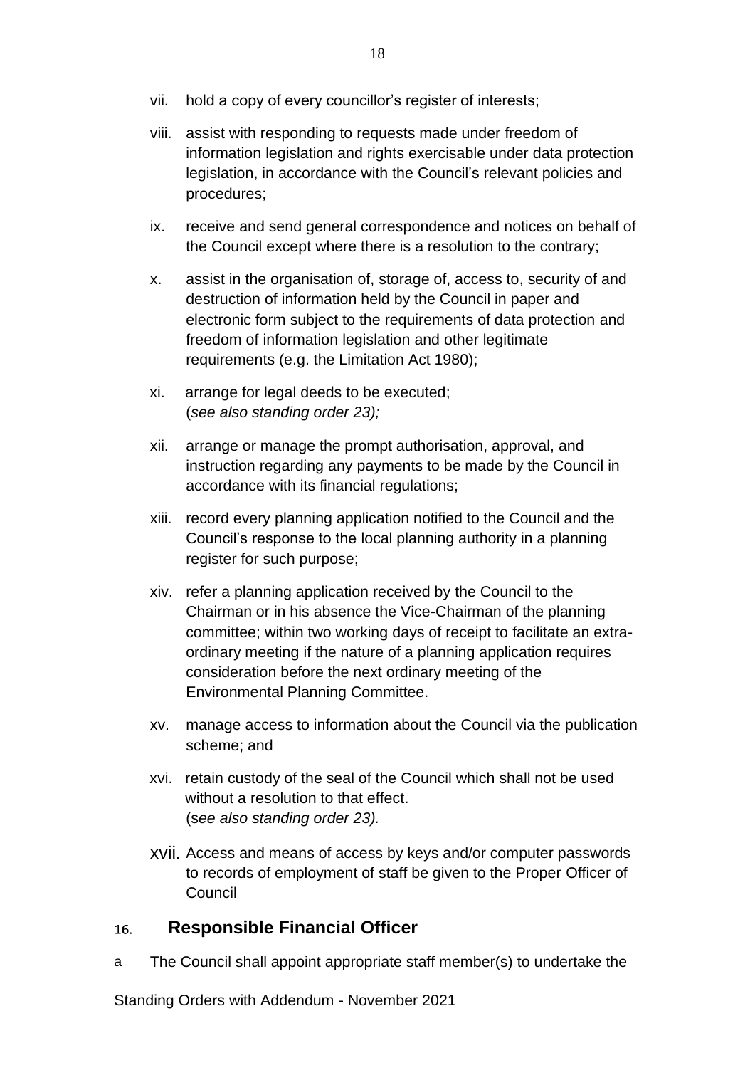vii. hold a copy of every councillor's register of interests;

viii. assist with responding to requests made under freedom of information legislation and rights exercisable under data protection legislation, in accordance with the Council's relevant policies and procedures;

ix. receive and send general correspondence and notices on behalf of the Council except where there is a resolution to the contrary;

x. assist in the organisation of, storage of, access to, security of and destruction of information held by the Council in paper and electronic form subject to the requirements of data protection and freedom of information legislation and other legitimate requirements (e.g. the Limitation Act 1980);

xi. arrange for legal deeds to be executed;
(*see also standing order 23);*

xii. arrange or manage the prompt authorisation, approval, and instruction regarding any payments to be made by the Council in accordance with its financial regulations;

xiii. record every planning application notified to the Council and the Council's response to the local planning authority in a planning register for such purpose;

xiv. refer a planning application received by the Council to the Chairman or in his absence the Vice-Chairman of the planning committee; within two working days of receipt to facilitate an extra-ordinary meeting if the nature of a planning application requires consideration before the next ordinary meeting of the Environmental Planning Committee.

xv. manage access to information about the Council via the publication scheme; and

xvi. retain custody of the seal of the Council which shall not be used without a resolution to that effect.
(s*ee also standing order 23).*

xvii. Access and means of access by keys and/or computer passwords to records of employment of staff be given to the Proper Officer of Council

## 16. Responsible Financial Officer

a The Council shall appoint appropriate staff member(s) to undertake the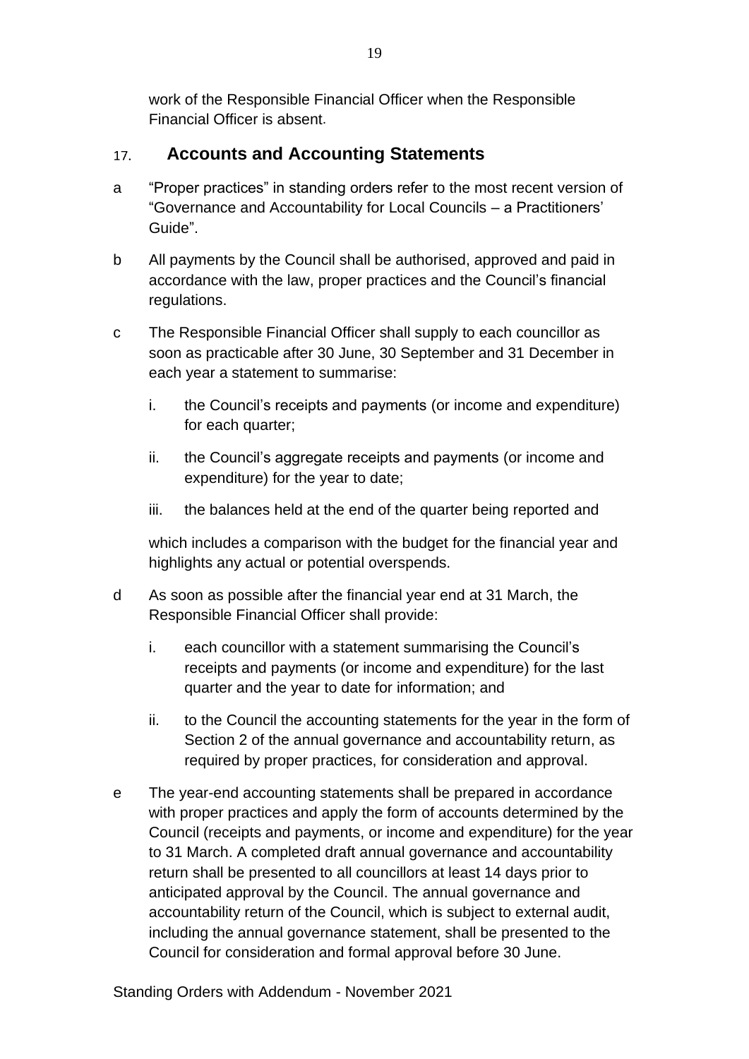work of the Responsible Financial Officer when the Responsible Financial Officer is absent.

## 17. Accounts and Accounting Statements

a "Proper practices" in standing orders refer to the most recent version of "Governance and Accountability for Local Councils – a Practitioners' Guide".

b All payments by the Council shall be authorised, approved and paid in accordance with the law, proper practices and the Council's financial regulations.

c The Responsible Financial Officer shall supply to each councillor as soon as practicable after 30 June, 30 September and 31 December in each year a statement to summarise:

   i. the Council's receipts and payments (or income and expenditure) for each quarter;

   ii. the Council's aggregate receipts and payments (or income and expenditure) for the year to date;

   iii. the balances held at the end of the quarter being reported and

   which includes a comparison with the budget for the financial year and highlights any actual or potential overspends.

d As soon as possible after the financial year end at 31 March, the Responsible Financial Officer shall provide:

   i. each councillor with a statement summarising the Council's receipts and payments (or income and expenditure) for the last quarter and the year to date for information; and

   ii. to the Council the accounting statements for the year in the form of Section 2 of the annual governance and accountability return, as required by proper practices, for consideration and approval.

e The year-end accounting statements shall be prepared in accordance with proper practices and apply the form of accounts determined by the Council (receipts and payments, or income and expenditure) for the year to 31 March. A completed draft annual governance and accountability return shall be presented to all councillors at least 14 days prior to anticipated approval by the Council. The annual governance and accountability return of the Council, which is subject to external audit, including the annual governance statement, shall be presented to the Council for consideration and formal approval before 30 June.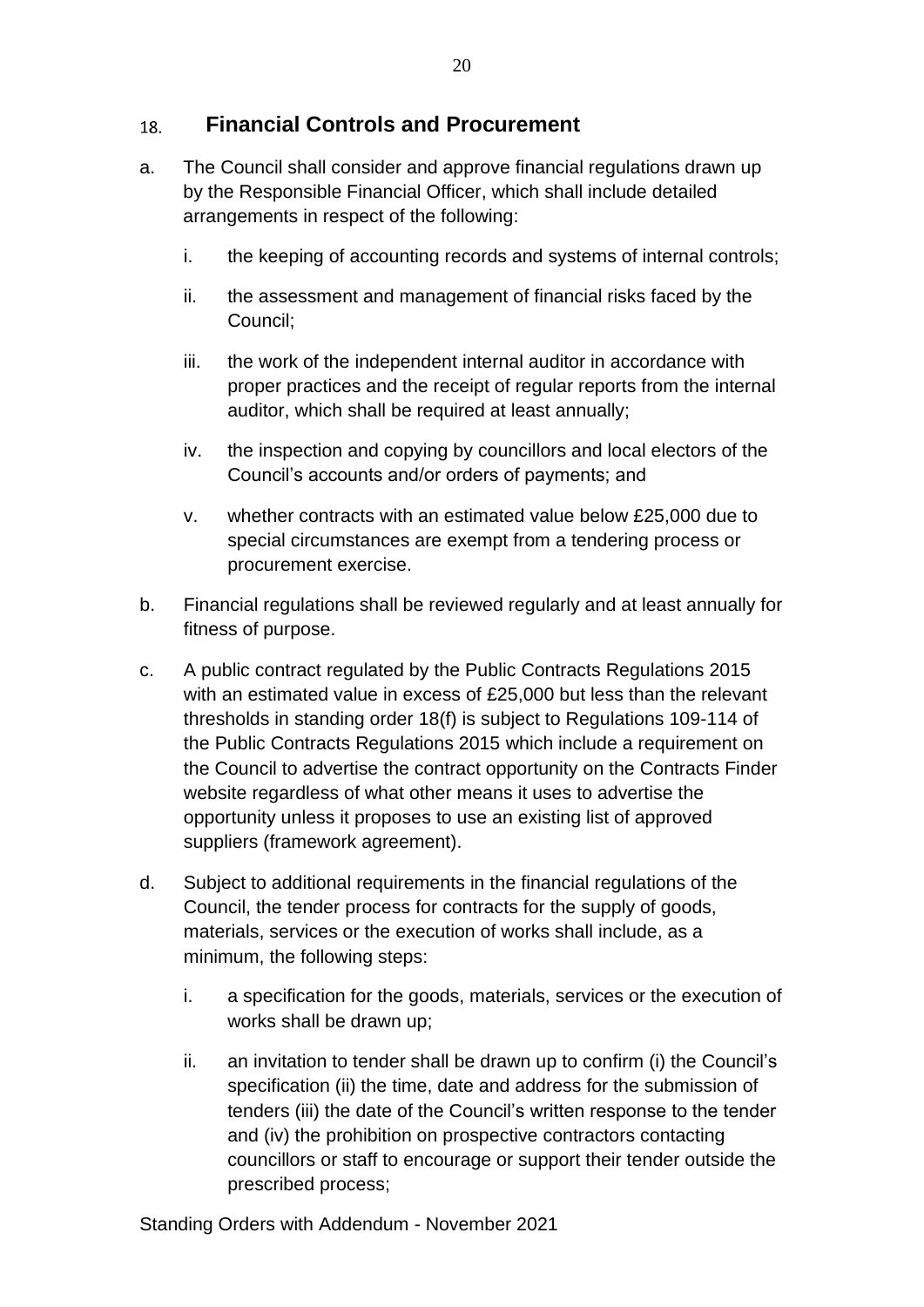## 18. Financial Controls and Procurement

a. The Council shall consider and approve financial regulations drawn up by the Responsible Financial Officer, which shall include detailed arrangements in respect of the following:

   i. the keeping of accounting records and systems of internal controls;

   ii. the assessment and management of financial risks faced by the Council;

   iii. the work of the independent internal auditor in accordance with proper practices and the receipt of regular reports from the internal auditor, which shall be required at least annually;

   iv. the inspection and copying by councillors and local electors of the Council's accounts and/or orders of payments; and

   v. whether contracts with an estimated value below £25,000 due to special circumstances are exempt from a tendering process or procurement exercise.

b. Financial regulations shall be reviewed regularly and at least annually for fitness of purpose.

c. A public contract regulated by the Public Contracts Regulations 2015 with an estimated value in excess of £25,000 but less than the relevant thresholds in standing order 18(f) is subject to Regulations 109-114 of the Public Contracts Regulations 2015 which include a requirement on the Council to advertise the contract opportunity on the Contracts Finder website regardless of what other means it uses to advertise the opportunity unless it proposes to use an existing list of approved suppliers (framework agreement).

d. Subject to additional requirements in the financial regulations of the Council, the tender process for contracts for the supply of goods, materials, services or the execution of works shall include, as a minimum, the following steps:

   i. a specification for the goods, materials, services or the execution of works shall be drawn up;

   ii. an invitation to tender shall be drawn up to confirm (i) the Council's specification (ii) the time, date and address for the submission of tenders (iii) the date of the Council's written response to the tender and (iv) the prohibition on prospective contractors contacting councillors or staff to encourage or support their tender outside the prescribed process;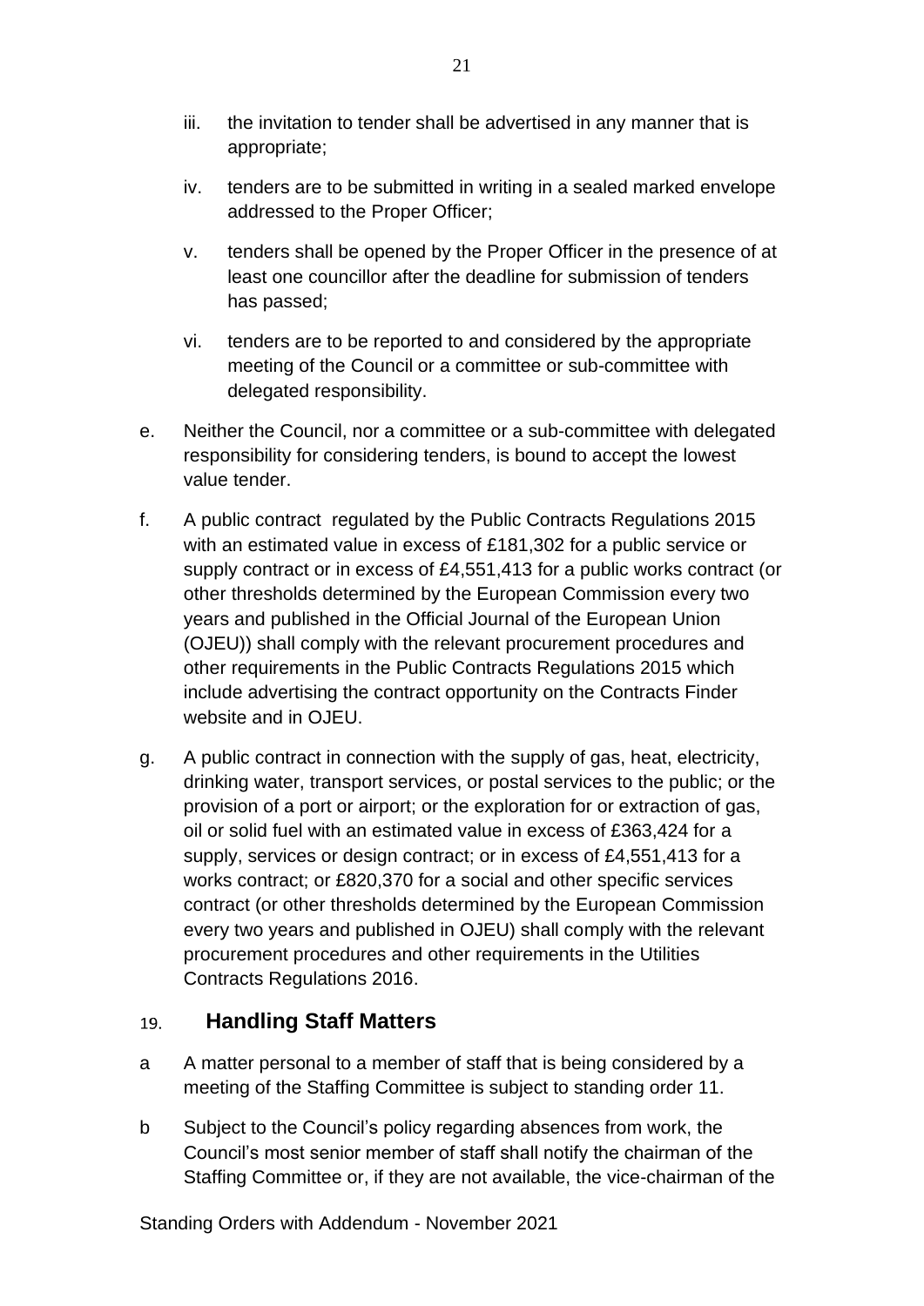iii. the invitation to tender shall be advertised in any manner that is appropriate;

iv. tenders are to be submitted in writing in a sealed marked envelope addressed to the Proper Officer;

v. tenders shall be opened by the Proper Officer in the presence of at least one councillor after the deadline for submission of tenders has passed;

vi. tenders are to be reported to and considered by the appropriate meeting of the Council or a committee or sub-committee with delegated responsibility.

e. Neither the Council, nor a committee or a sub-committee with delegated responsibility for considering tenders, is bound to accept the lowest value tender.

f. A public contract regulated by the Public Contracts Regulations 2015 with an estimated value in excess of £181,302 for a public service or supply contract or in excess of £4,551,413 for a public works contract (or other thresholds determined by the European Commission every two years and published in the Official Journal of the European Union (OJEU)) shall comply with the relevant procurement procedures and other requirements in the Public Contracts Regulations 2015 which include advertising the contract opportunity on the Contracts Finder website and in OJEU.

g. A public contract in connection with the supply of gas, heat, electricity, drinking water, transport services, or postal services to the public; or the provision of a port or airport; or the exploration for or extraction of gas, oil or solid fuel with an estimated value in excess of £363,424 for a supply, services or design contract; or in excess of £4,551,413 for a works contract; or £820,370 for a social and other specific services contract (or other thresholds determined by the European Commission every two years and published in OJEU) shall comply with the relevant procurement procedures and other requirements in the Utilities Contracts Regulations 2016.

## 19. Handling Staff Matters

a A matter personal to a member of staff that is being considered by a meeting of the Staffing Committee is subject to standing order 11.

b Subject to the Council's policy regarding absences from work, the Council's most senior member of staff shall notify the chairman of the Staffing Committee or, if they are not available, the vice-chairman of the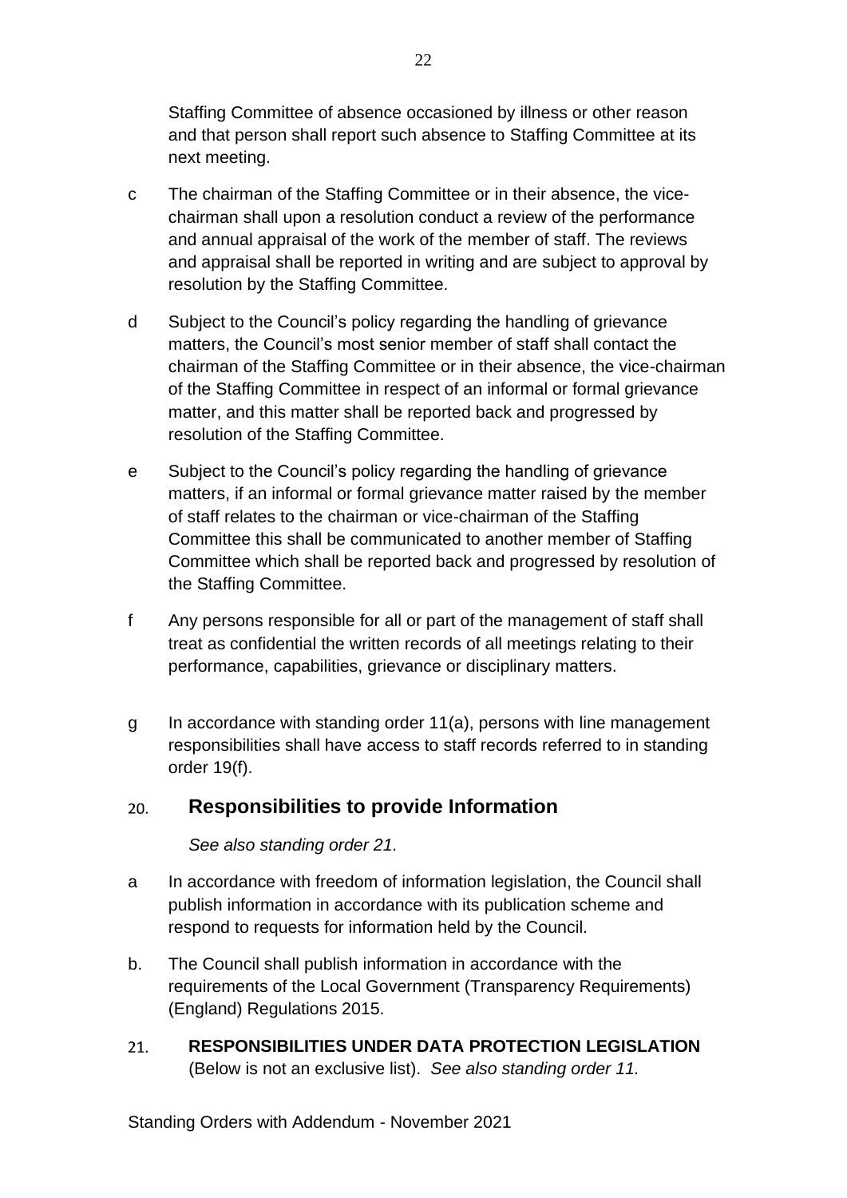Staffing Committee of absence occasioned by illness or other reason and that person shall report such absence to Staffing Committee at its next meeting.

c The chairman of the Staffing Committee or in their absence, the vice-chairman shall upon a resolution conduct a review of the performance and annual appraisal of the work of the member of staff. The reviews and appraisal shall be reported in writing and are subject to approval by resolution by the Staffing Committee.

d Subject to the Council's policy regarding the handling of grievance matters, the Council's most senior member of staff shall contact the chairman of the Staffing Committee or in their absence, the vice-chairman of the Staffing Committee in respect of an informal or formal grievance matter, and this matter shall be reported back and progressed by resolution of the Staffing Committee.

e Subject to the Council's policy regarding the handling of grievance matters, if an informal or formal grievance matter raised by the member of staff relates to the chairman or vice-chairman of the Staffing Committee this shall be communicated to another member of Staffing Committee which shall be reported back and progressed by resolution of the Staffing Committee.

f Any persons responsible for all or part of the management of staff shall treat as confidential the written records of all meetings relating to their performance, capabilities, grievance or disciplinary matters.

g In accordance with standing order 11(a), persons with line management responsibilities shall have access to staff records referred to in standing order 19(f).

## 20. Responsibilities to provide Information

*See also standing order 21.*

a In accordance with freedom of information legislation, the Council shall publish information in accordance with its publication scheme and respond to requests for information held by the Council.

b. The Council shall publish information in accordance with the requirements of the Local Government (Transparency Requirements) (England) Regulations 2015.

## 21. RESPONSIBILITIES UNDER DATA PROTECTION LEGISLATION

(Below is not an exclusive list). *See also standing order 11.*

Standing Orders with Addendum - November 2021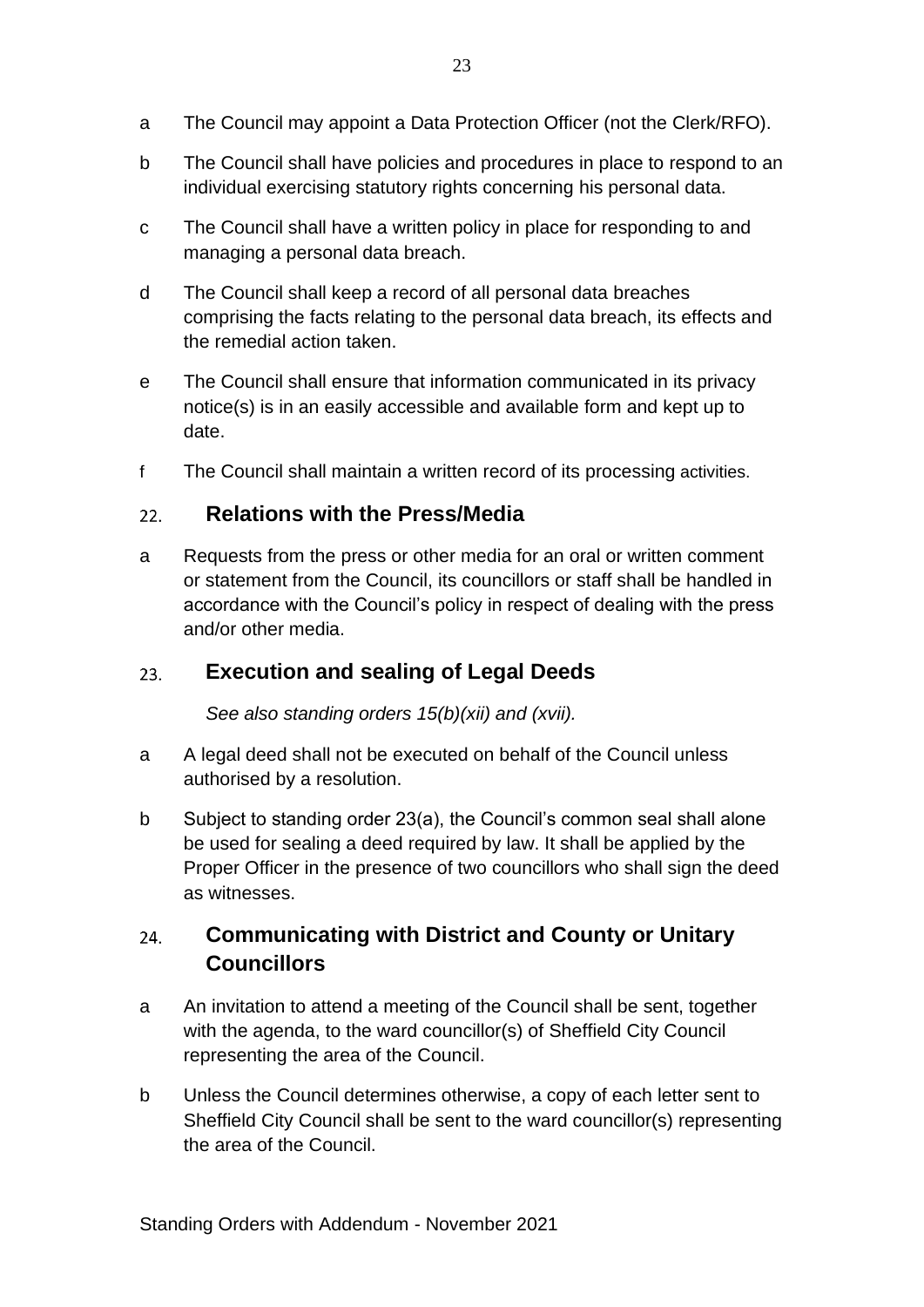a The Council may appoint a Data Protection Officer (not the Clerk/RFO).

b The Council shall have policies and procedures in place to respond to an individual exercising statutory rights concerning his personal data.

c The Council shall have a written policy in place for responding to and managing a personal data breach.

d The Council shall keep a record of all personal data breaches comprising the facts relating to the personal data breach, its effects and the remedial action taken.

e The Council shall ensure that information communicated in its privacy notice(s) is in an easily accessible and available form and kept up to date.

f The Council shall maintain a written record of its processing activities.

## 22. Relations with the Press/Media

a Requests from the press or other media for an oral or written comment or statement from the Council, its councillors or staff shall be handled in accordance with the Council's policy in respect of dealing with the press and/or other media.

## 23. Execution and sealing of Legal Deeds

*See also standing orders 15(b)(xii) and (xvii).*

a A legal deed shall not be executed on behalf of the Council unless authorised by a resolution.

b Subject to standing order 23(a), the Council's common seal shall alone be used for sealing a deed required by law. It shall be applied by the Proper Officer in the presence of two councillors who shall sign the deed as witnesses.

## 24. Communicating with District and County or Unitary Councillors

a An invitation to attend a meeting of the Council shall be sent, together with the agenda, to the ward councillor(s) of Sheffield City Council representing the area of the Council.

b Unless the Council determines otherwise, a copy of each letter sent to Sheffield City Council shall be sent to the ward councillor(s) representing the area of the Council.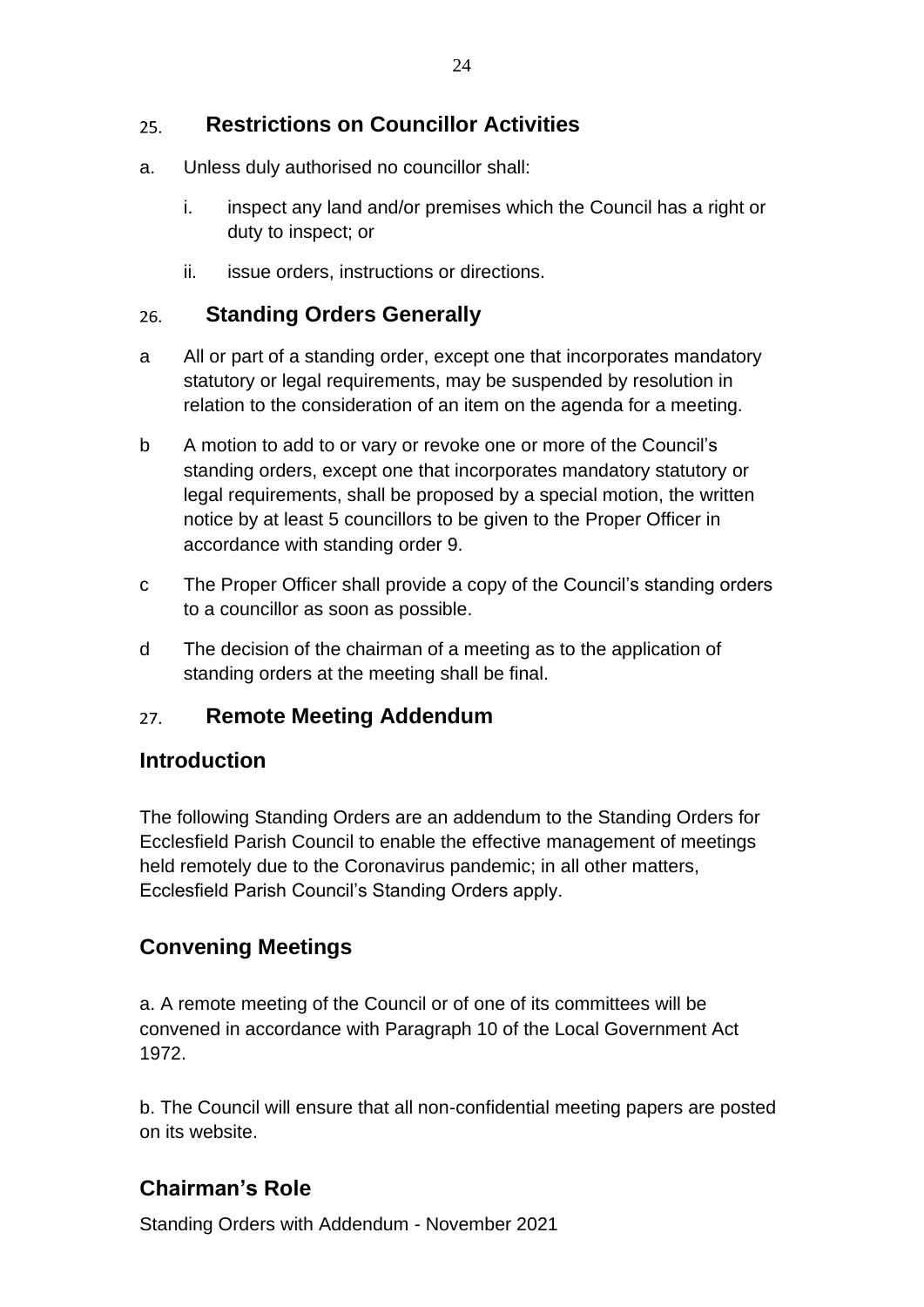## 25. Restrictions on Councillor Activities

a. Unless duly authorised no councillor shall:

   i. inspect any land and/or premises which the Council has a right or duty to inspect; or

   ii. issue orders, instructions or directions.

## 26. Standing Orders Generally

a All or part of a standing order, except one that incorporates mandatory statutory or legal requirements, may be suspended by resolution in relation to the consideration of an item on the agenda for a meeting.

b A motion to add to or vary or revoke one or more of the Council's standing orders, except one that incorporates mandatory statutory or legal requirements, shall be proposed by a special motion, the written notice by at least 5 councillors to be given to the Proper Officer in accordance with standing order 9.

c The Proper Officer shall provide a copy of the Council's standing orders to a councillor as soon as possible.

d The decision of the chairman of a meeting as to the application of standing orders at the meeting shall be final.

## 27. Remote Meeting Addendum

### Introduction

The following Standing Orders are an addendum to the Standing Orders for Ecclesfield Parish Council to enable the effective management of meetings held remotely due to the Coronavirus pandemic; in all other matters, Ecclesfield Parish Council's Standing Orders apply.

### Convening Meetings

a. A remote meeting of the Council or of one of its committees will be convened in accordance with Paragraph 10 of the Local Government Act 1972.

b. The Council will ensure that all non-confidential meeting papers are posted on its website.

### Chairman's Role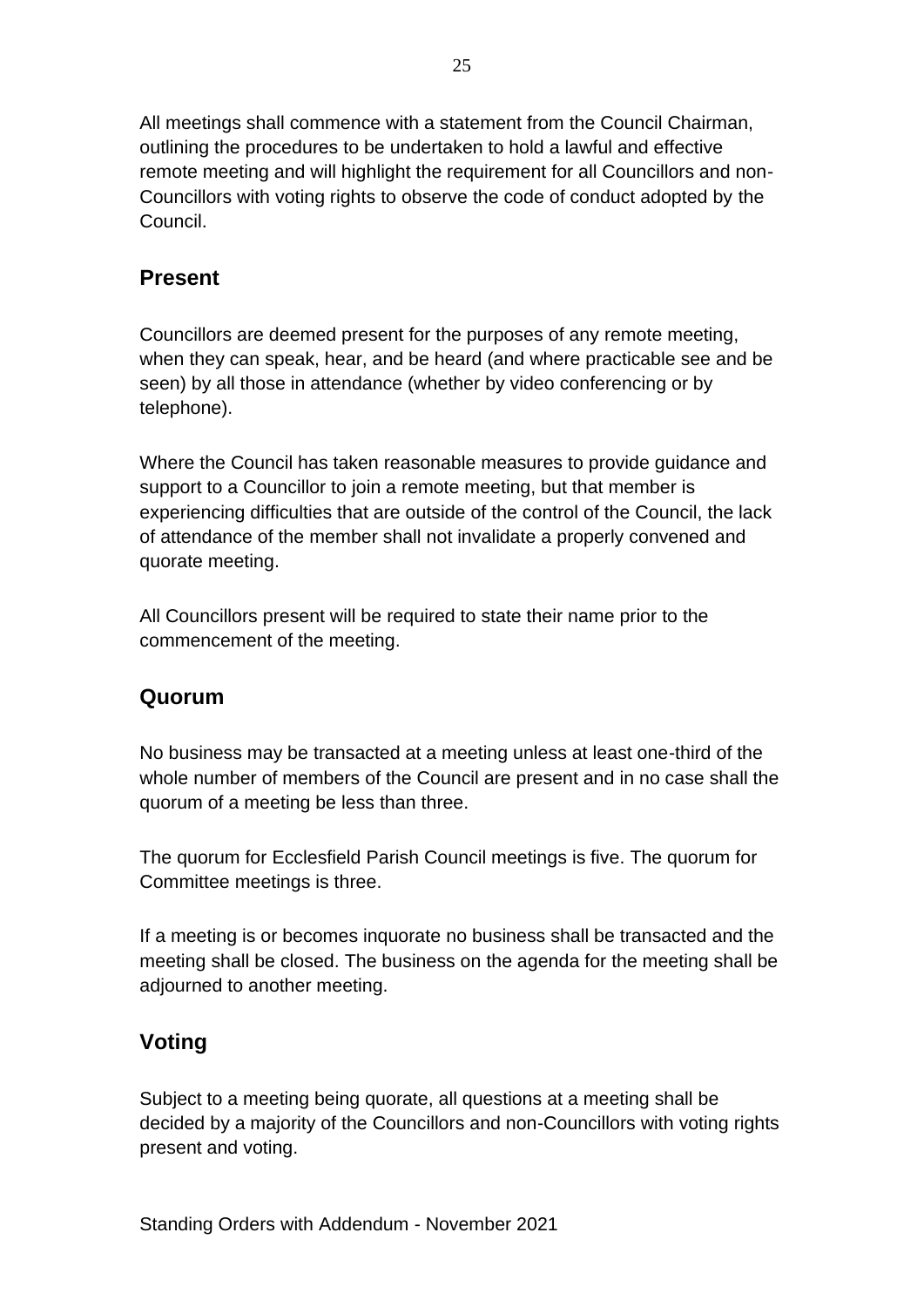All meetings shall commence with a statement from the Council Chairman, outlining the procedures to be undertaken to hold a lawful and effective remote meeting and will highlight the requirement for all Councillors and non-Councillors with voting rights to observe the code of conduct adopted by the Council.

## Present

Councillors are deemed present for the purposes of any remote meeting, when they can speak, hear, and be heard (and where practicable see and be seen) by all those in attendance (whether by video conferencing or by telephone).

Where the Council has taken reasonable measures to provide guidance and support to a Councillor to join a remote meeting, but that member is experiencing difficulties that are outside of the control of the Council, the lack of attendance of the member shall not invalidate a properly convened and quorate meeting.

All Councillors present will be required to state their name prior to the commencement of the meeting.

## Quorum

No business may be transacted at a meeting unless at least one-third of the whole number of members of the Council are present and in no case shall the quorum of a meeting be less than three.

The quorum for Ecclesfield Parish Council meetings is five. The quorum for Committee meetings is three.

If a meeting is or becomes inquorate no business shall be transacted and the meeting shall be closed. The business on the agenda for the meeting shall be adjourned to another meeting.

## Voting

Subject to a meeting being quorate, all questions at a meeting shall be decided by a majority of the Councillors and non-Councillors with voting rights present and voting.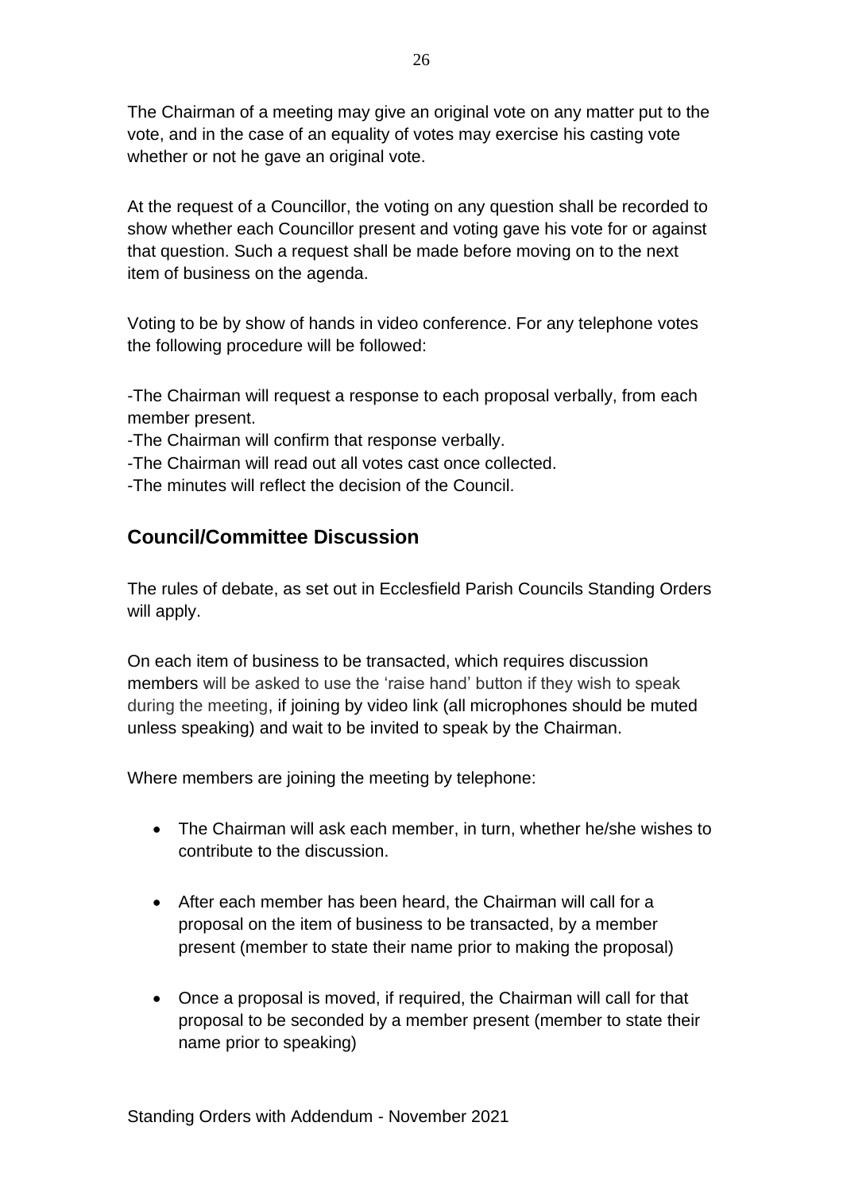The Chairman of a meeting may give an original vote on any matter put to the vote, and in the case of an equality of votes may exercise his casting vote whether or not he gave an original vote.

At the request of a Councillor, the voting on any question shall be recorded to show whether each Councillor present and voting gave his vote for or against that question. Such a request shall be made before moving on to the next item of business on the agenda.

Voting to be by show of hands in video conference. For any telephone votes the following procedure will be followed:

-The Chairman will request a response to each proposal verbally, from each member present.
-The Chairman will confirm that response verbally.
-The Chairman will read out all votes cast once collected.
-The minutes will reflect the decision of the Council.

## Council/Committee Discussion

The rules of debate, as set out in Ecclesfield Parish Councils Standing Orders will apply.

On each item of business to be transacted, which requires discussion members will be asked to use the 'raise hand' button if they wish to speak during the meeting, if joining by video link (all microphones should be muted unless speaking) and wait to be invited to speak by the Chairman.

Where members are joining the meeting by telephone:

- The Chairman will ask each member, in turn, whether he/she wishes to contribute to the discussion.
- After each member has been heard, the Chairman will call for a proposal on the item of business to be transacted, by a member present (member to state their name prior to making the proposal)
- Once a proposal is moved, if required, the Chairman will call for that proposal to be seconded by a member present (member to state their name prior to speaking)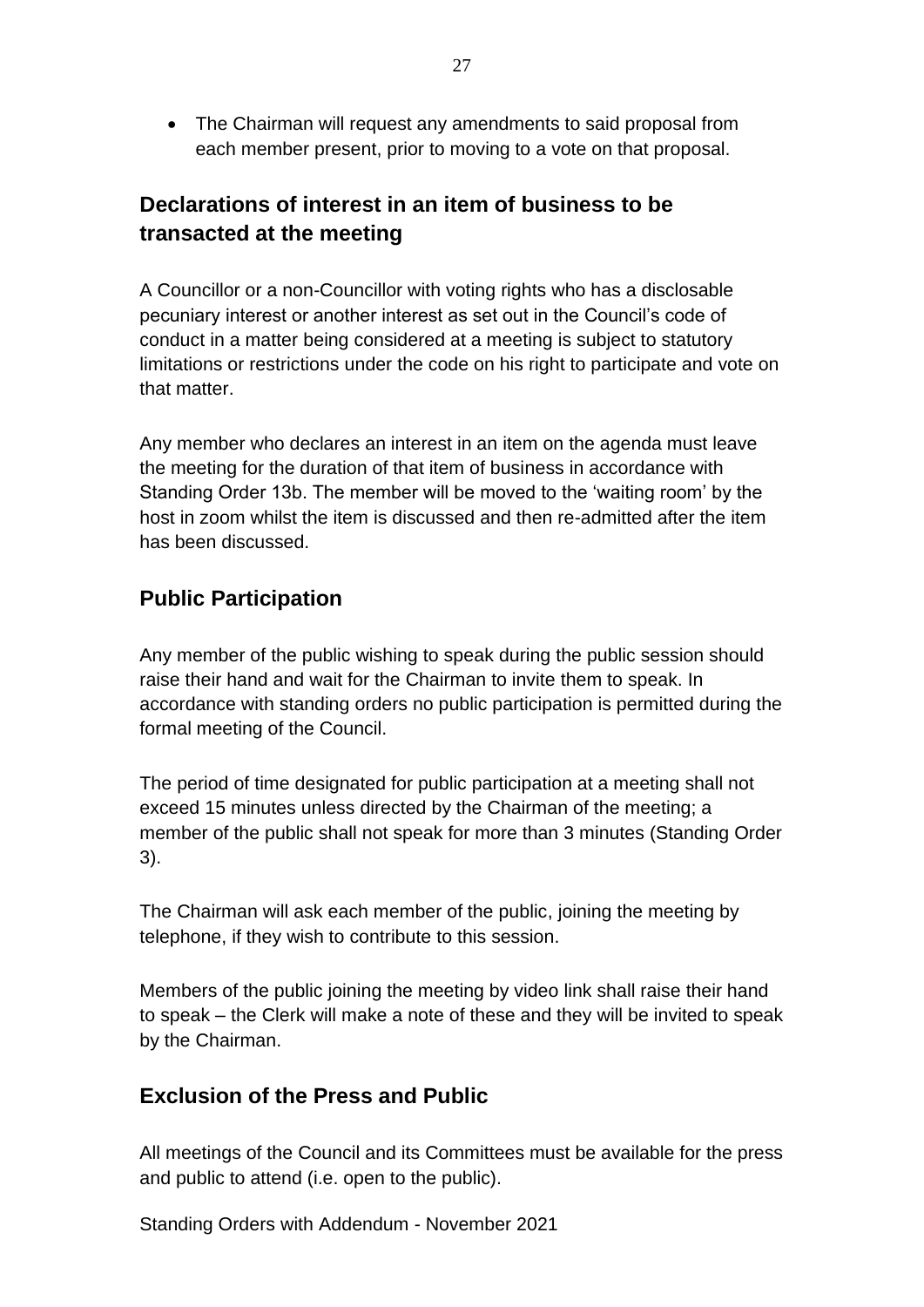- The Chairman will request any amendments to said proposal from each member present, prior to moving to a vote on that proposal.

## Declarations of interest in an item of business to be transacted at the meeting

A Councillor or a non-Councillor with voting rights who has a disclosable pecuniary interest or another interest as set out in the Council's code of conduct in a matter being considered at a meeting is subject to statutory limitations or restrictions under the code on his right to participate and vote on that matter.

Any member who declares an interest in an item on the agenda must leave the meeting for the duration of that item of business in accordance with Standing Order 13b. The member will be moved to the 'waiting room' by the host in zoom whilst the item is discussed and then re-admitted after the item has been discussed.

## Public Participation

Any member of the public wishing to speak during the public session should raise their hand and wait for the Chairman to invite them to speak. In accordance with standing orders no public participation is permitted during the formal meeting of the Council.

The period of time designated for public participation at a meeting shall not exceed 15 minutes unless directed by the Chairman of the meeting; a member of the public shall not speak for more than 3 minutes (Standing Order 3).

The Chairman will ask each member of the public, joining the meeting by telephone, if they wish to contribute to this session.

Members of the public joining the meeting by video link shall raise their hand to speak – the Clerk will make a note of these and they will be invited to speak by the Chairman.

## Exclusion of the Press and Public

All meetings of the Council and its Committees must be available for the press and public to attend (i.e. open to the public).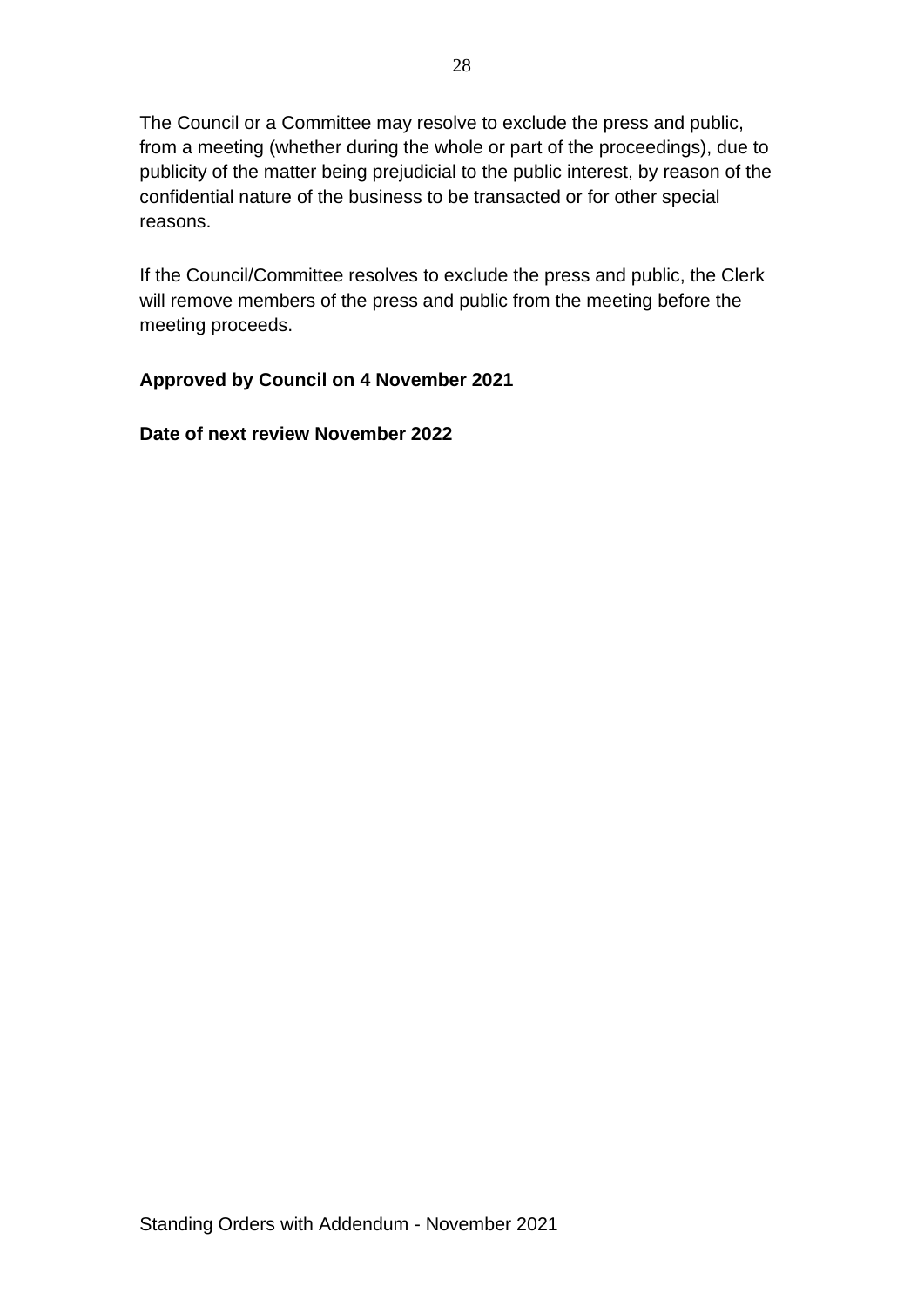The Council or a Committee may resolve to exclude the press and public, from a meeting (whether during the whole or part of the proceedings), due to publicity of the matter being prejudicial to the public interest, by reason of the confidential nature of the business to be transacted or for other special reasons.

If the Council/Committee resolves to exclude the press and public, the Clerk will remove members of the press and public from the meeting before the meeting proceeds.

**Approved by Council on 4 November 2021**

**Date of next review November 2022**